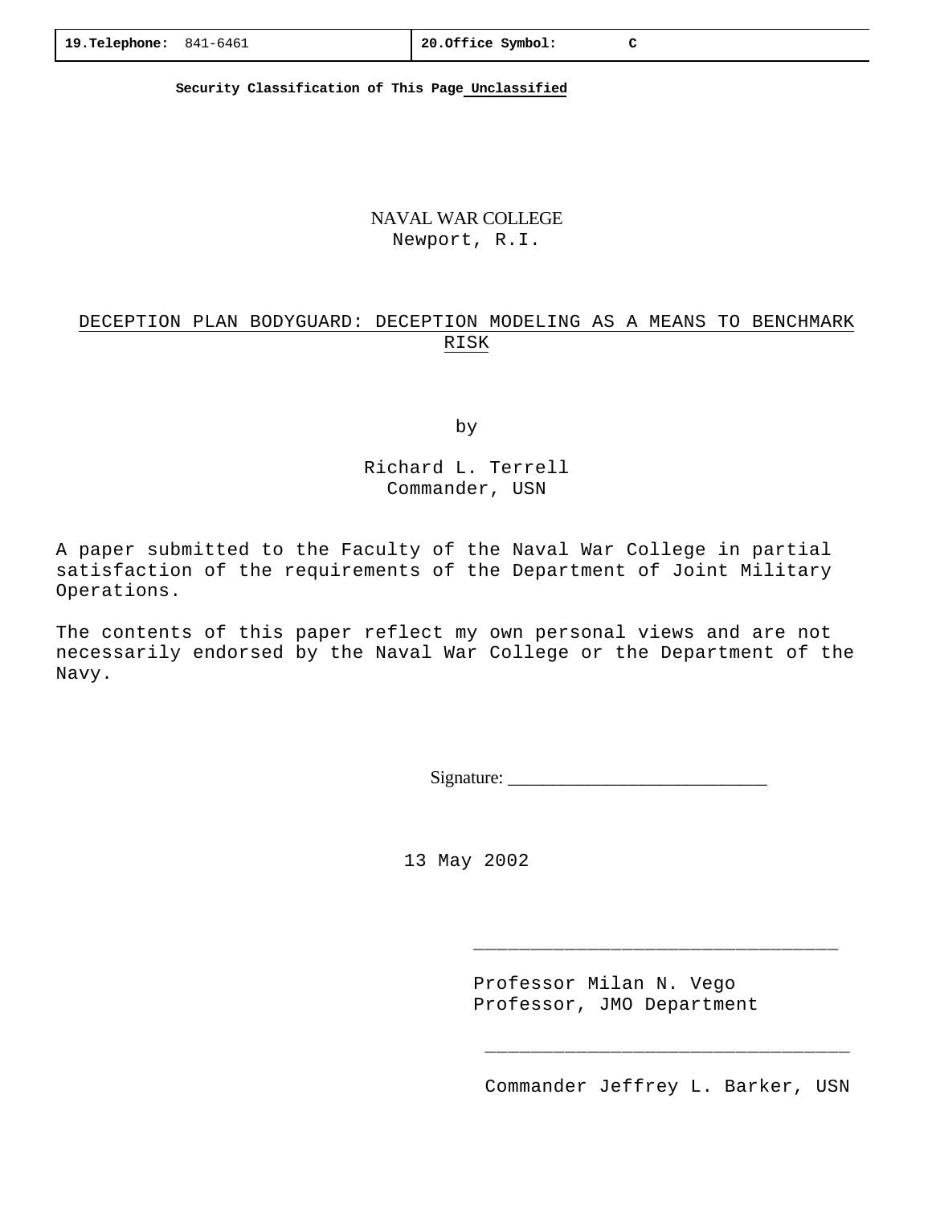| **19.Telephone:** 841-6461 | **20.Office Symbol:** C |
| --- | --- |

**Security Classification of This Page Unclassified**

NAVAL WAR COLLEGE
Newport, R.I.

# DECEPTION PLAN BODYGUARD: DECEPTION MODELING AS A MEANS TO BENCHMARK RISK

by

Richard L. Terrell
Commander, USN

A paper submitted to the Faculty of the Naval War College in partial satisfaction of the requirements of the Department of Joint Military Operations.

The contents of this paper reflect my own personal views and are not necessarily endorsed by the Naval War College or the Department of the Navy.

Signature: ______________________________

13 May 2002

___________________________________

Professor Milan N. Vego
Professor, JMO Department

___________________________________

Commander Jeffrey L. Barker, USN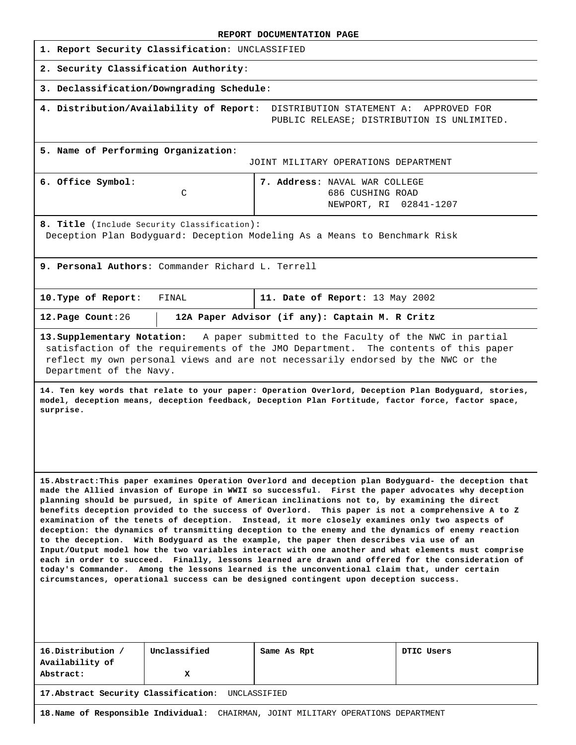**REPORT DOCUMENTATION PAGE**

**1. Report Security Classification**: UNCLASSIFIED

**2. Security Classification Authority**:

**3. Declassification/Downgrading Schedule**:

**4. Distribution/Availability of Report**: DISTRIBUTION STATEMENT A: APPROVED FOR PUBLIC RELEASE; DISTRIBUTION IS UNLIMITED.

**5. Name of Performing Organization**: JOINT MILITARY OPERATIONS DEPARTMENT

| **6. Office Symbol**: C | **7. Address**: NAVAL WAR COLLEGE, 686 CUSHING ROAD, NEWPORT, RI 02841-1207 |
|---|---|

**8. Title** (Include Security Classification): Deception Plan Bodyguard: Deception Modeling As a Means to Benchmark Risk

**9. Personal Authors**: Commander Richard L. Terrell

| **10. Type of Report**: FINAL | **11. Date of Report**: 13 May 2002 |
|---|---|
| **12. Page Count**: 26 | **12A Paper Advisor (if any): Captain M. R Critz** |

**13. Supplementary Notation:** A paper submitted to the Faculty of the NWC in partial satisfaction of the requirements of the JMO Department. The contents of this paper reflect my own personal views and are not necessarily endorsed by the NWC or the Department of the Navy.

**14. Ten key words that relate to your paper: Operation Overlord, Deception Plan Bodyguard, stories, model, deception means, deception feedback, Deception Plan Fortitude, factor force, factor space, surprise.**

**15. Abstract: This paper examines Operation Overlord and deception plan Bodyguard- the deception that made the Allied invasion of Europe in WWII so successful. First the paper advocates why deception planning should be pursued, in spite of American inclinations not to, by examining the direct benefits deception provided to the success of Overlord. This paper is not a comprehensive A to Z examination of the tenets of deception. Instead, it more closely examines only two aspects of deception: the dynamics of transmitting deception to the enemy and the dynamics of enemy reaction to the deception. With Bodyguard as the example, the paper then describes via use of an Input/Output model how the two variables interact with one another and what elements must comprise each in order to succeed. Finally, lessons learned are drawn and offered for the consideration of today's Commander. Among the lessons learned is the unconventional claim that, under certain circumstances, operational success can be designed contingent upon deception success.**

| **16. Distribution / Availability of Abstract:** | **Unclassified** | **Same As Rpt** | **DTIC Users** |
|---|---|---|---|
| | X | | |

**17. Abstract Security Classification**: UNCLASSIFIED

**18. Name of Responsible Individual**: CHAIRMAN, JOINT MILITARY OPERATIONS DEPARTMENT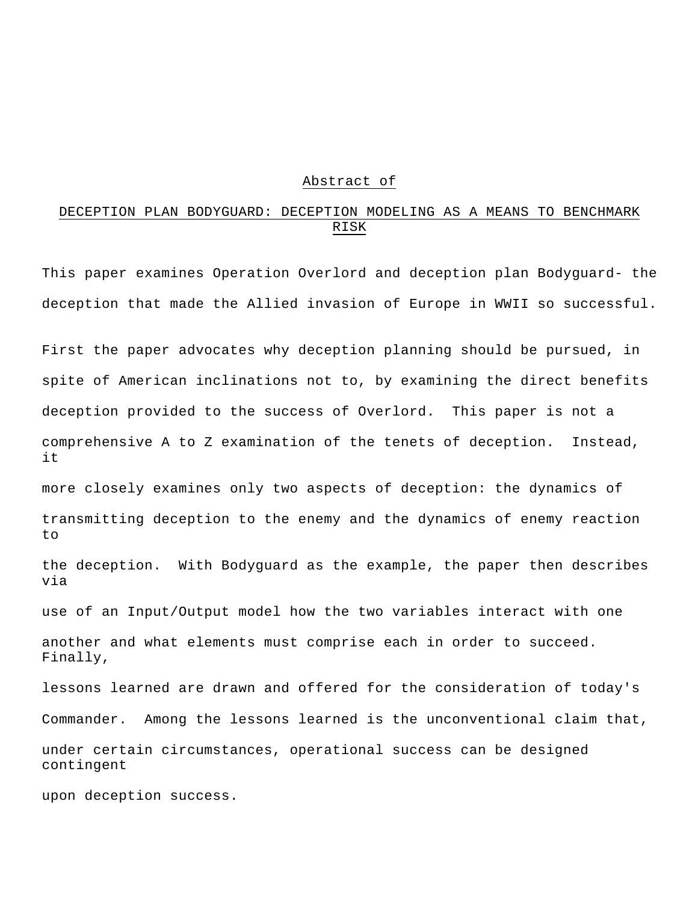# Abstract of

## DECEPTION PLAN BODYGUARD: DECEPTION MODELING AS A MEANS TO BENCHMARK RISK

This paper examines Operation Overlord and deception plan Bodyguard- the deception that made the Allied invasion of Europe in WWII so successful.

First the paper advocates why deception planning should be pursued, in spite of American inclinations not to, by examining the direct benefits deception provided to the success of Overlord. This paper is not a comprehensive A to Z examination of the tenets of deception. Instead, it more closely examines only two aspects of deception: the dynamics of transmitting deception to the enemy and the dynamics of enemy reaction to the deception. With Bodyguard as the example, the paper then describes via use of an Input/Output model how the two variables interact with one another and what elements must comprise each in order to succeed. Finally, lessons learned are drawn and offered for the consideration of today's Commander. Among the lessons learned is the unconventional claim that, under certain circumstances, operational success can be designed contingent upon deception success.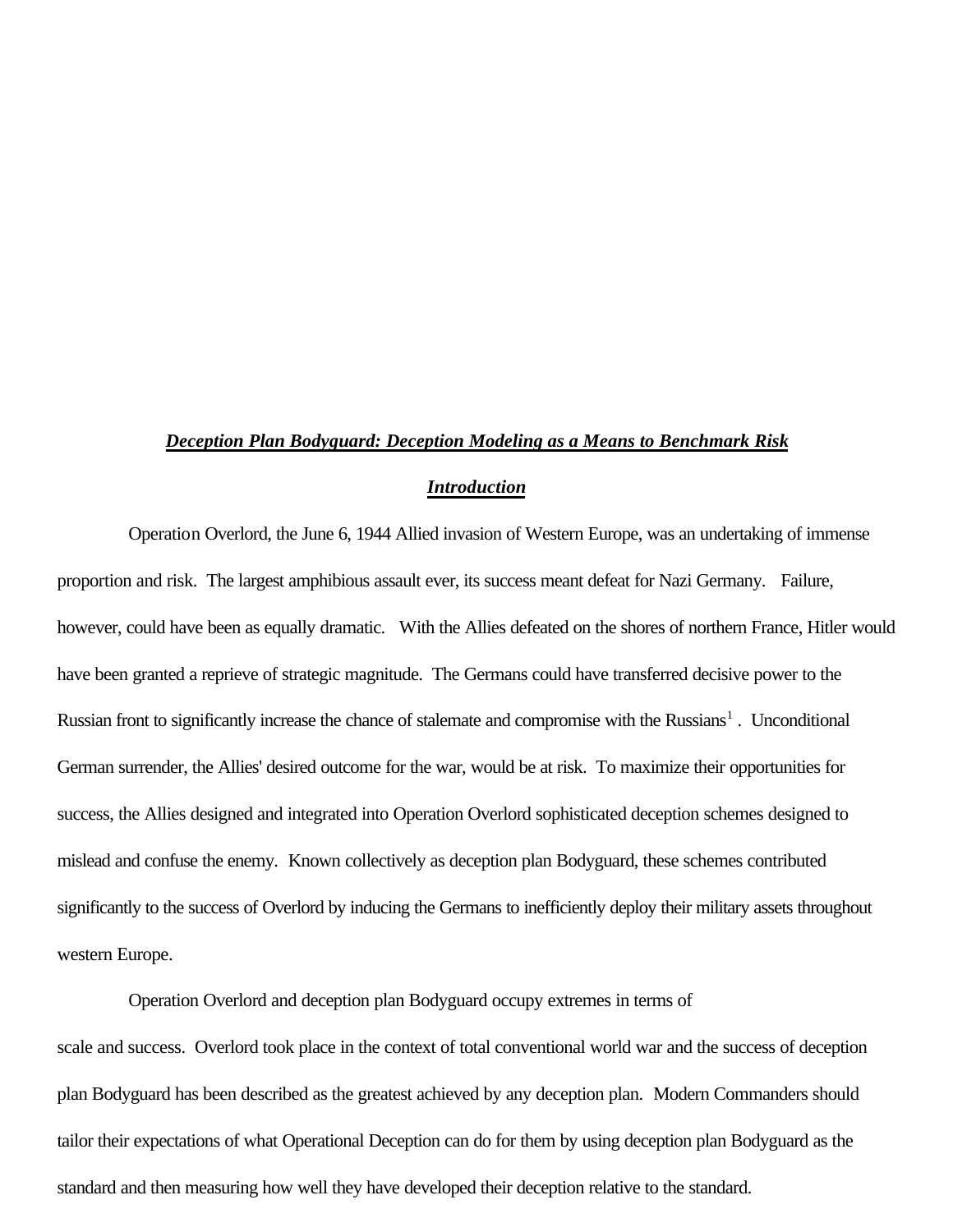## ***Deception Plan Bodyguard: Deception Modeling as a Means to Benchmark Risk***

### ***Introduction***

Operation Overlord, the June 6, 1944 Allied invasion of Western Europe, was an undertaking of immense proportion and risk. The largest amphibious assault ever, its success meant defeat for Nazi Germany. Failure, however, could have been as equally dramatic. With the Allies defeated on the shores of northern France, Hitler would have been granted a reprieve of strategic magnitude. The Germans could have transferred decisive power to the Russian front to significantly increase the chance of stalemate and compromise with the Russians[1] . Unconditional German surrender, the Allies' desired outcome for the war, would be at risk. To maximize their opportunities for success, the Allies designed and integrated into Operation Overlord sophisticated deception schemes designed to mislead and confuse the enemy. Known collectively as deception plan Bodyguard, these schemes contributed significantly to the success of Overlord by inducing the Germans to inefficiently deploy their military assets throughout western Europe.

Operation Overlord and deception plan Bodyguard occupy extremes in terms of scale and success. Overlord took place in the context of total conventional world war and the success of deception plan Bodyguard has been described as the greatest achieved by any deception plan. Modern Commanders should tailor their expectations of what Operational Deception can do for them by using deception plan Bodyguard as the standard and then measuring how well they have developed their deception relative to the standard.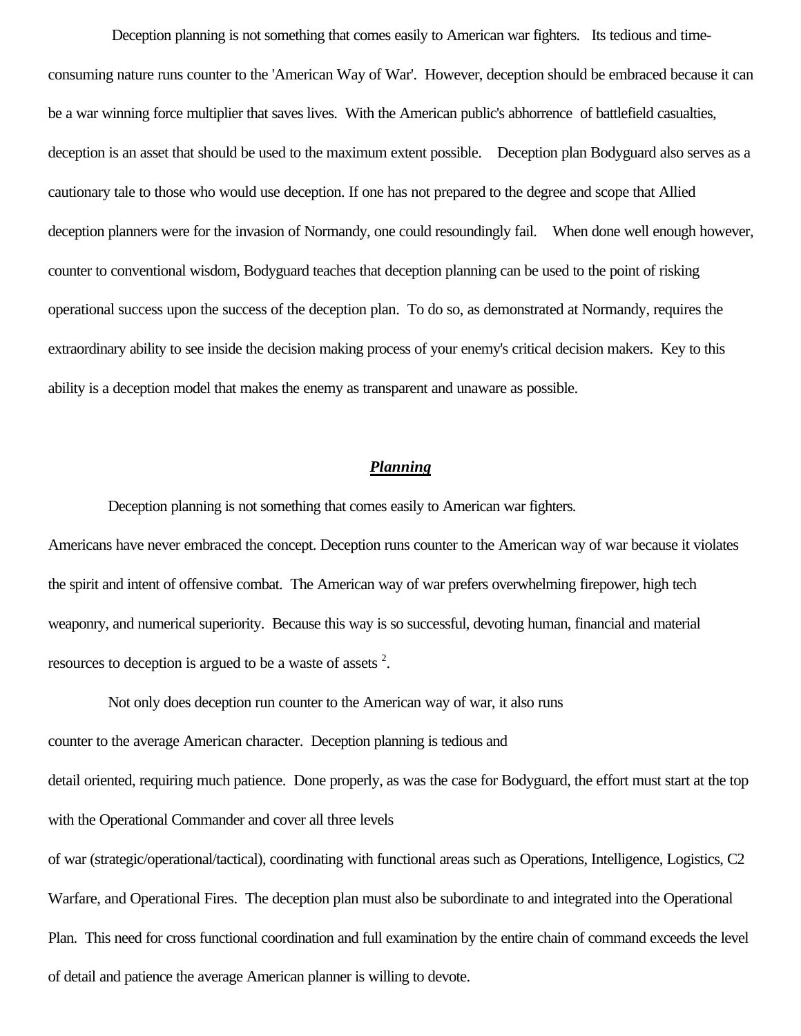Deception planning is not something that comes easily to American war fighters. Its tedious and time-consuming nature runs counter to the 'American Way of War'. However, deception should be embraced because it can be a war winning force multiplier that saves lives. With the American public's abhorrence of battlefield casualties, deception is an asset that should be used to the maximum extent possible. Deception plan Bodyguard also serves as a cautionary tale to those who would use deception. If one has not prepared to the degree and scope that Allied deception planners were for the invasion of Normandy, one could resoundingly fail. When done well enough however, counter to conventional wisdom, Bodyguard teaches that deception planning can be used to the point of risking operational success upon the success of the deception plan. To do so, as demonstrated at Normandy, requires the extraordinary ability to see inside the decision making process of your enemy's critical decision makers. Key to this ability is a deception model that makes the enemy as transparent and unaware as possible.

## ***Planning***

Deception planning is not something that comes easily to American war fighters. Americans have never embraced the concept. Deception runs counter to the American way of war because it violates the spirit and intent of offensive combat. The American way of war prefers overwhelming firepower, high tech weaponry, and numerical superiority. Because this way is so successful, devoting human, financial and material resources to deception is argued to be a waste of assets [2].

Not only does deception run counter to the American way of war, it also runs counter to the average American character. Deception planning is tedious and detail oriented, requiring much patience. Done properly, as was the case for Bodyguard, the effort must start at the top with the Operational Commander and cover all three levels of war (strategic/operational/tactical), coordinating with functional areas such as Operations, Intelligence, Logistics, C2 Warfare, and Operational Fires. The deception plan must also be subordinate to and integrated into the Operational Plan. This need for cross functional coordination and full examination by the entire chain of command exceeds the level of detail and patience the average American planner is willing to devote.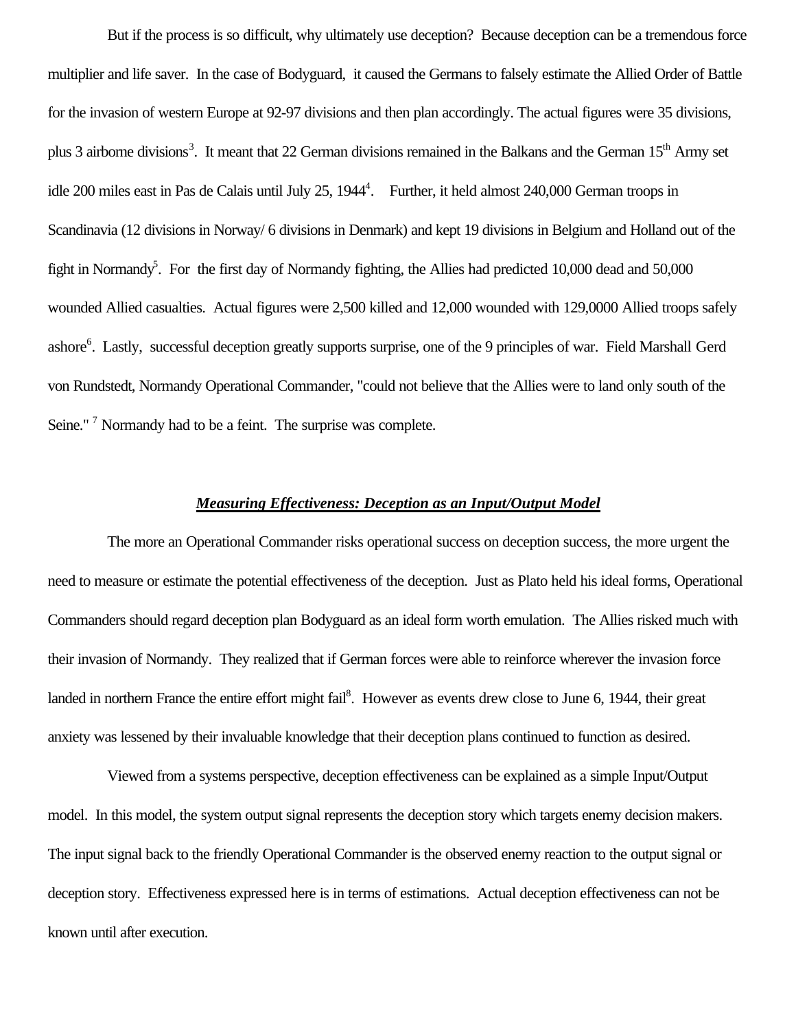But if the process is so difficult, why ultimately use deception? Because deception can be a tremendous force multiplier and life saver. In the case of Bodyguard, it caused the Germans to falsely estimate the Allied Order of Battle for the invasion of western Europe at 92-97 divisions and then plan accordingly. The actual figures were 35 divisions, plus 3 airborne divisions[3]. It meant that 22 German divisions remained in the Balkans and the German 15th Army set idle 200 miles east in Pas de Calais until July 25, 1944[4]. Further, it held almost 240,000 German troops in Scandinavia (12 divisions in Norway/ 6 divisions in Denmark) and kept 19 divisions in Belgium and Holland out of the fight in Normandy[5]. For the first day of Normandy fighting, the Allies had predicted 10,000 dead and 50,000 wounded Allied casualties. Actual figures were 2,500 killed and 12,000 wounded with 129,0000 Allied troops safely ashore[6]. Lastly, successful deception greatly supports surprise, one of the 9 principles of war. Field Marshall Gerd von Rundstedt, Normandy Operational Commander, "could not believe that the Allies were to land only south of the Seine." [7] Normandy had to be a feint. The surprise was complete.

## ***Measuring Effectiveness: Deception as an Input/Output Model***

The more an Operational Commander risks operational success on deception success, the more urgent the need to measure or estimate the potential effectiveness of the deception. Just as Plato held his ideal forms, Operational Commanders should regard deception plan Bodyguard as an ideal form worth emulation. The Allies risked much with their invasion of Normandy. They realized that if German forces were able to reinforce wherever the invasion force landed in northern France the entire effort might fail[8]. However as events drew close to June 6, 1944, their great anxiety was lessened by their invaluable knowledge that their deception plans continued to function as desired.

Viewed from a systems perspective, deception effectiveness can be explained as a simple Input/Output model. In this model, the system output signal represents the deception story which targets enemy decision makers. The input signal back to the friendly Operational Commander is the observed enemy reaction to the output signal or deception story. Effectiveness expressed here is in terms of estimations. Actual deception effectiveness can not be known until after execution.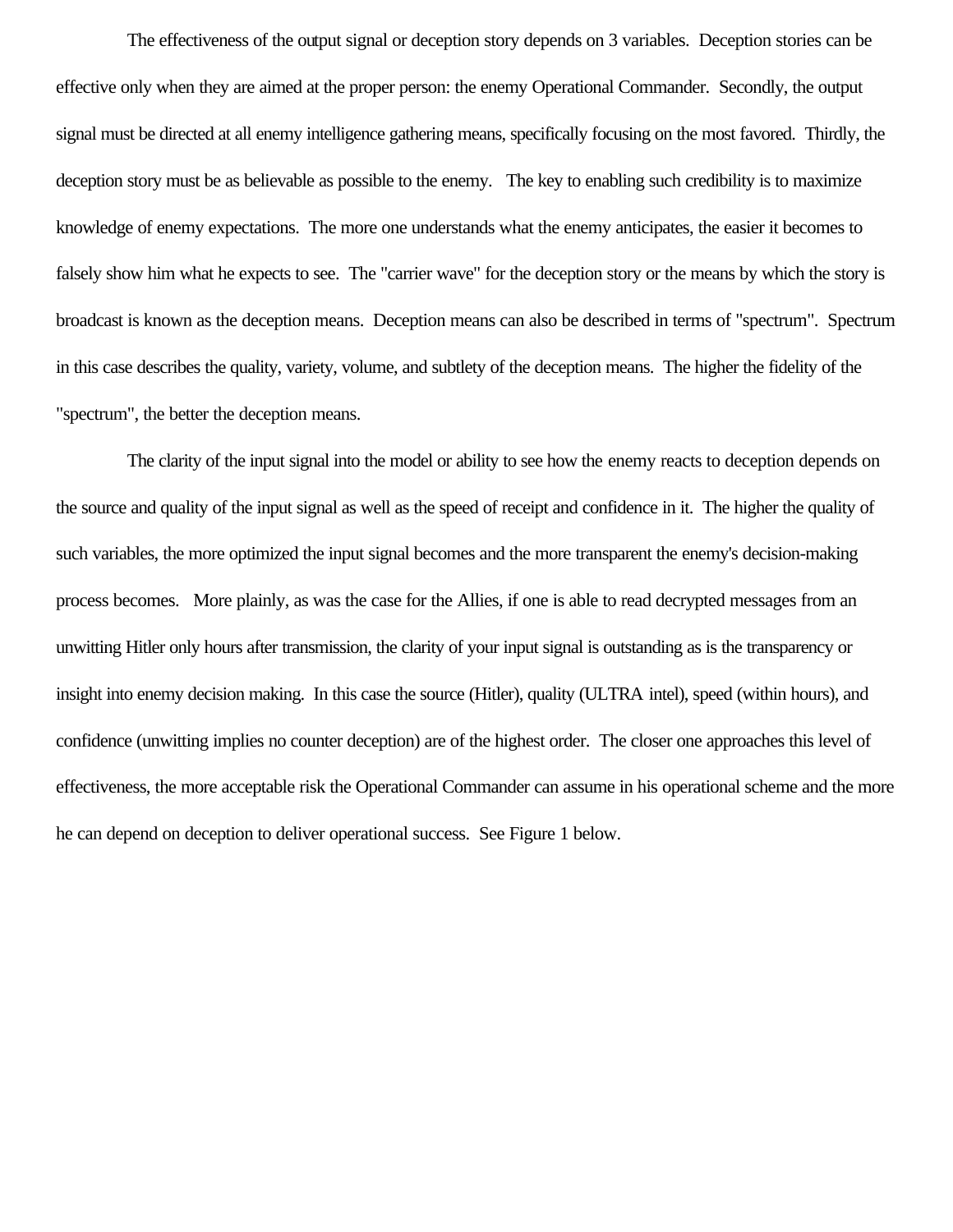The effectiveness of the output signal or deception story depends on 3 variables. Deception stories can be effective only when they are aimed at the proper person: the enemy Operational Commander. Secondly, the output signal must be directed at all enemy intelligence gathering means, specifically focusing on the most favored. Thirdly, the deception story must be as believable as possible to the enemy. The key to enabling such credibility is to maximize knowledge of enemy expectations. The more one understands what the enemy anticipates, the easier it becomes to falsely show him what he expects to see. The "carrier wave" for the deception story or the means by which the story is broadcast is known as the deception means. Deception means can also be described in terms of "spectrum". Spectrum in this case describes the quality, variety, volume, and subtlety of the deception means. The higher the fidelity of the "spectrum", the better the deception means.

The clarity of the input signal into the model or ability to see how the enemy reacts to deception depends on the source and quality of the input signal as well as the speed of receipt and confidence in it. The higher the quality of such variables, the more optimized the input signal becomes and the more transparent the enemy's decision-making process becomes. More plainly, as was the case for the Allies, if one is able to read decrypted messages from an unwitting Hitler only hours after transmission, the clarity of your input signal is outstanding as is the transparency or insight into enemy decision making. In this case the source (Hitler), quality (ULTRA intel), speed (within hours), and confidence (unwitting implies no counter deception) are of the highest order. The closer one approaches this level of effectiveness, the more acceptable risk the Operational Commander can assume in his operational scheme and the more he can depend on deception to deliver operational success. See Figure 1 below.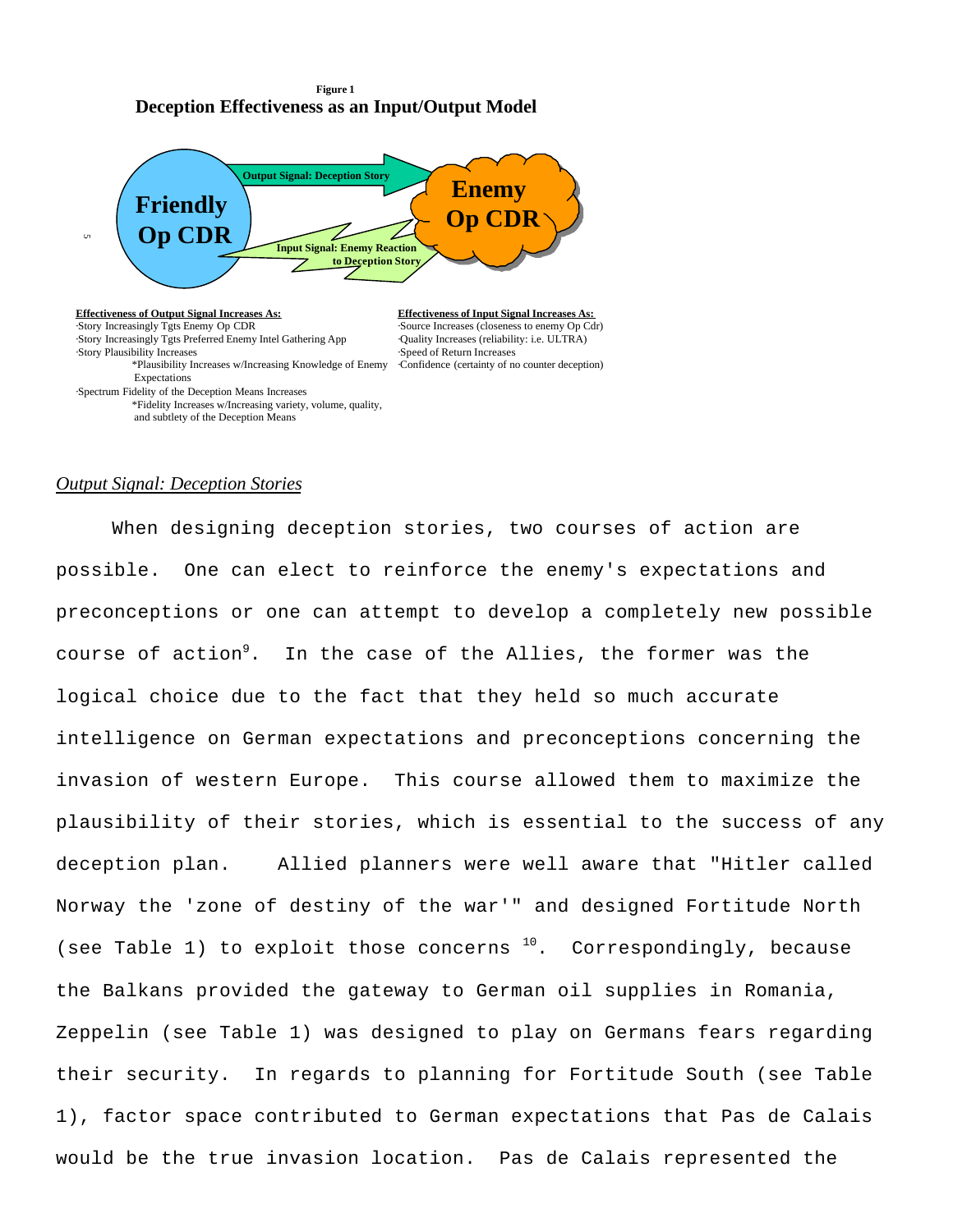**Figure 1**

**Deception Effectiveness as an Input/Output Model**

**Friendly Op CDR**

**Output Signal: Deception Story**

**Enemy Op CDR**

**Input Signal: Enemy Reaction to Deception Story**

**Effectiveness of Output Signal Increases As:**
- Story Increasingly Tgts Enemy Op CDR
- Story Increasingly Tgts Preferred Enemy Intel Gathering App
- Story Plausibility Increases
  - *Plausibility Increases w/Increasing Knowledge of Enemy Expectations
- Spectrum Fidelity of the Deception Means Increases
  - *Fidelity Increases w/Increasing variety, volume, quality, and subtlety of the Deception Means

**Effectiveness of Input Signal Increases As:**
- Source Increases (closeness to enemy Op Cdr)
- Quality Increases (reliability: i.e. ULTRA)
- Speed of Return Increases
- Confidence (certainty of no counter deception)

*Output Signal: Deception Stories*

When designing deception stories, two courses of action are possible. One can elect to reinforce the enemy's expectations and preconceptions or one can attempt to develop a completely new possible course of action[9]. In the case of the Allies, the former was the logical choice due to the fact that they held so much accurate intelligence on German expectations and preconceptions concerning the invasion of western Europe. This course allowed them to maximize the plausibility of their stories, which is essential to the success of any deception plan. Allied planners were well aware that "Hitler called Norway the 'zone of destiny of the war'" and designed Fortitude North (see Table 1) to exploit those concerns [10]. Correspondingly, because the Balkans provided the gateway to German oil supplies in Romania, Zeppelin (see Table 1) was designed to play on Germans fears regarding their security. In regards to planning for Fortitude South (see Table 1), factor space contributed to German expectations that Pas de Calais would be the true invasion location. Pas de Calais represented the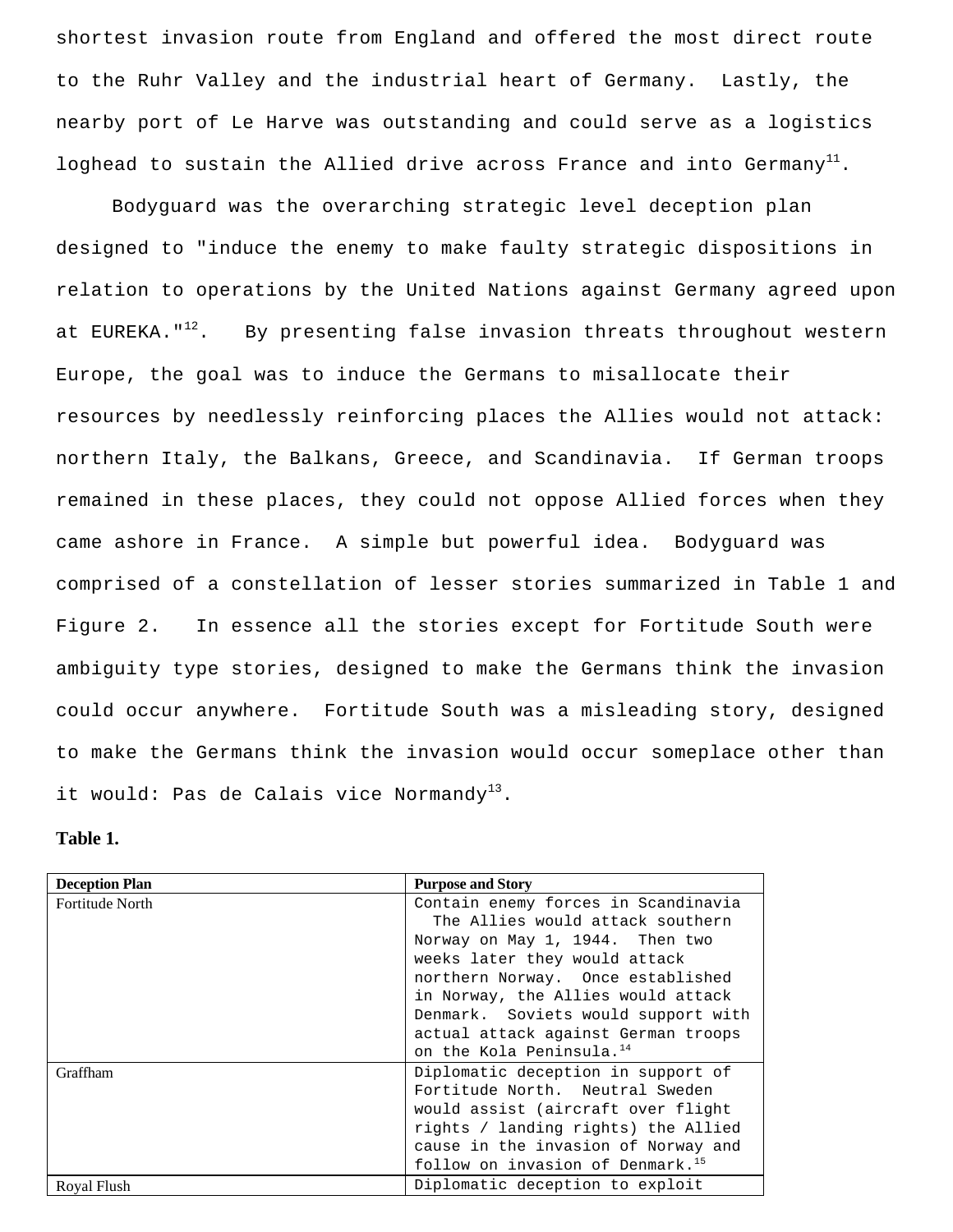shortest invasion route from England and offered the most direct route to the Ruhr Valley and the industrial heart of Germany. Lastly, the nearby port of Le Harve was outstanding and could serve as a logistics loghead to sustain the Allied drive across France and into Germany[11].

Bodyguard was the overarching strategic level deception plan designed to "induce the enemy to make faulty strategic dispositions in relation to operations by the United Nations against Germany agreed upon at EUREKA."[12]. By presenting false invasion threats throughout western Europe, the goal was to induce the Germans to misallocate their resources by needlessly reinforcing places the Allies would not attack: northern Italy, the Balkans, Greece, and Scandinavia. If German troops remained in these places, they could not oppose Allied forces when they came ashore in France. A simple but powerful idea. Bodyguard was comprised of a constellation of lesser stories summarized in Table 1 and Figure 2. In essence all the stories except for Fortitude South were ambiguity type stories, designed to make the Germans think the invasion could occur anywhere. Fortitude South was a misleading story, designed to make the Germans think the invasion would occur someplace other than it would: Pas de Calais vice Normandy[13].

**Table 1.**

| Deception Plan | Purpose and Story |
|---|---|
| Fortitude North | Contain enemy forces in Scandinavia The Allies would attack southern Norway on May 1, 1944. Then two weeks later they would attack northern Norway. Once established in Norway, the Allies would attack Denmark. Soviets would support with actual attack against German troops on the Kola Peninsula.[14] |
| Graffham | Diplomatic deception in support of Fortitude North. Neutral Sweden would assist (aircraft over flight rights / landing rights) the Allied cause in the invasion of Norway and follow on invasion of Denmark.[15] |
| Royal Flush | Diplomatic deception to exploit |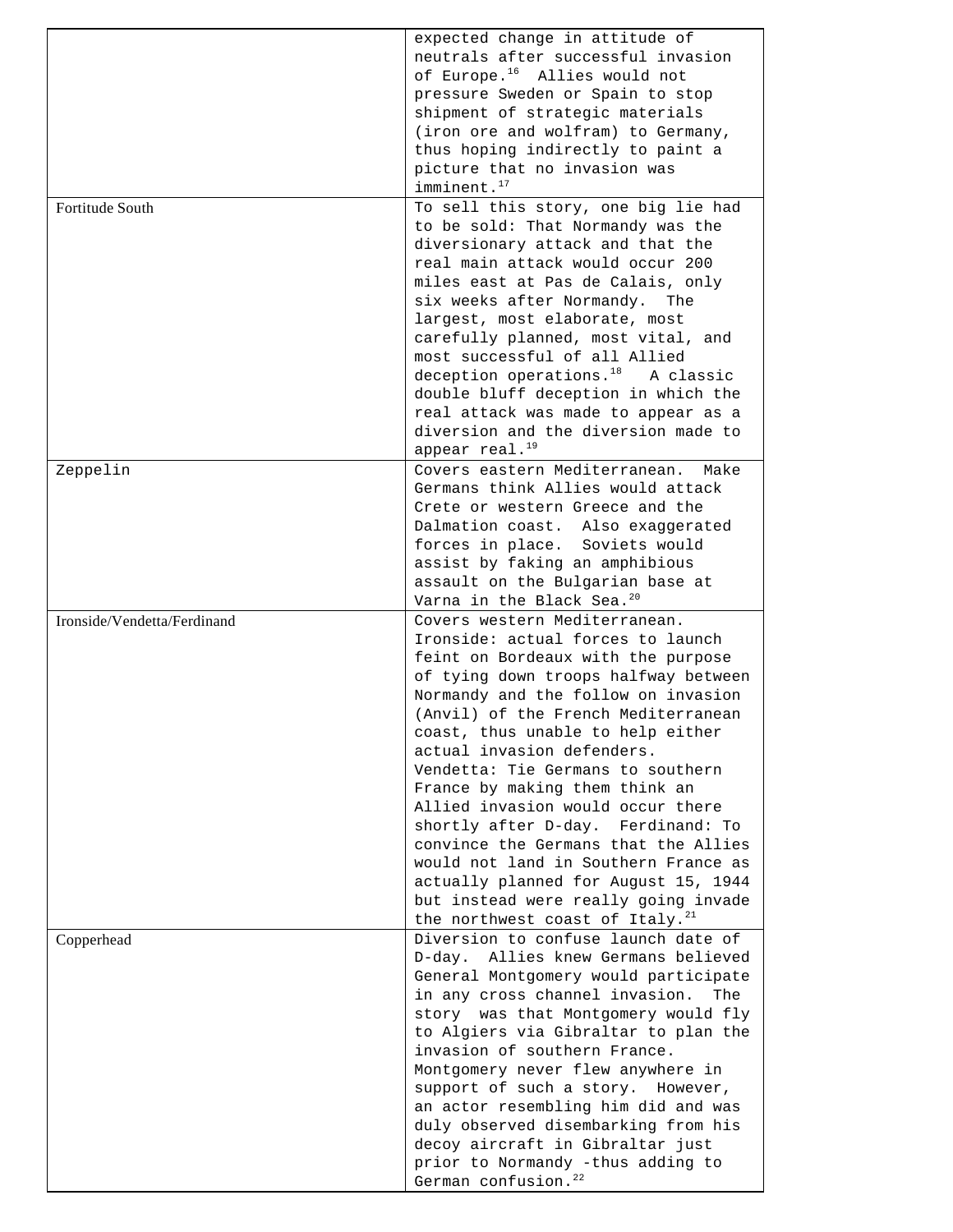| | |
|---|---|
| | expected change in attitude of neutrals after successful invasion of Europe.[16] Allies would not pressure Sweden or Spain to stop shipment of strategic materials (iron ore and wolfram) to Germany, thus hoping indirectly to paint a picture that no invasion was imminent.[17] |
| Fortitude South | To sell this story, one big lie had to be sold: That Normandy was the diversionary attack and that the real main attack would occur 200 miles east at Pas de Calais, only six weeks after Normandy. The largest, most elaborate, most carefully planned, most vital, and most successful of all Allied deception operations.[18] A classic double bluff deception in which the real attack was made to appear as a diversion and the diversion made to appear real.[19] |
| Zeppelin | Covers eastern Mediterranean. Make Germans think Allies would attack Crete or western Greece and the Dalmation coast. Also exaggerated forces in place. Soviets would assist by faking an amphibious assault on the Bulgarian base at Varna in the Black Sea.[20] |
| Ironside/Vendetta/Ferdinand | Covers western Mediterranean. Ironside: actual forces to launch feint on Bordeaux with the purpose of tying down troops halfway between Normandy and the follow on invasion (Anvil) of the French Mediterranean coast, thus unable to help either actual invasion defenders. Vendetta: Tie Germans to southern France by making them think an Allied invasion would occur there shortly after D-day. Ferdinand: To convince the Germans that the Allies would not land in Southern France as actually planned for August 15, 1944 but instead were really going invade the northwest coast of Italy.[21] |
| Copperhead | Diversion to confuse launch date of D-day. Allies knew Germans believed General Montgomery would participate in any cross channel invasion. The story was that Montgomery would fly to Algiers via Gibraltar to plan the invasion of southern France. Montgomery never flew anywhere in support of such a story. However, an actor resembling him did and was duly observed disembarking from his decoy aircraft in Gibraltar just prior to Normandy -thus adding to German confusion.[22] |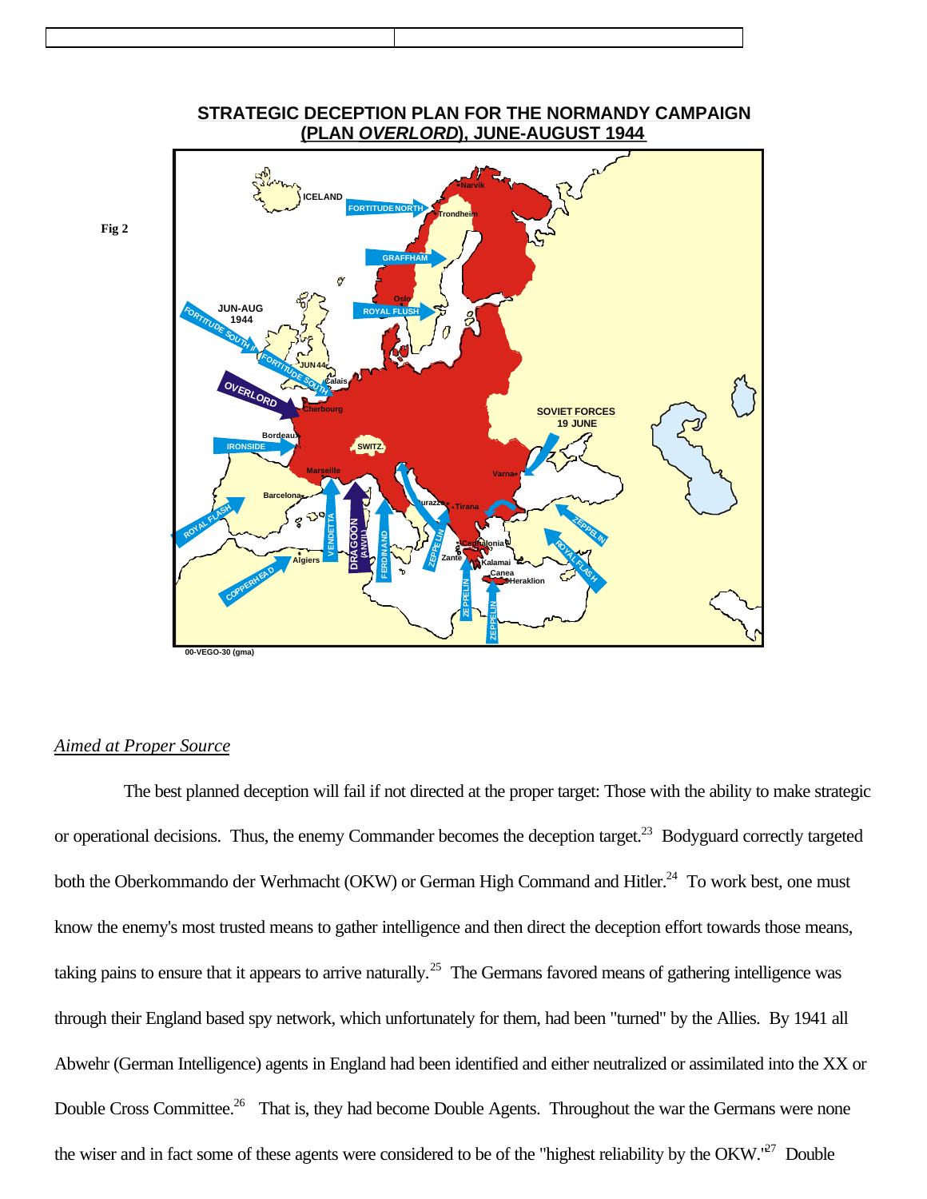Fig 2

**STRATEGIC DECEPTION PLAN FOR THE NORMANDY CAMPAIGN (PLAN *OVERLORD*), JUNE-AUGUST 1944**

00-VEGO-30 (gma)

*Aimed at Proper Source*

The best planned deception will fail if not directed at the proper target: Those with the ability to make strategic or operational decisions. Thus, the enemy Commander becomes the deception target.[23] Bodyguard correctly targeted both the Oberkommando der Werhmacht (OKW) or German High Command and Hitler.[24] To work best, one must know the enemy's most trusted means to gather intelligence and then direct the deception effort towards those means, taking pains to ensure that it appears to arrive naturally.[25] The Germans favored means of gathering intelligence was through their England based spy network, which unfortunately for them, had been "turned" by the Allies. By 1941 all Abwehr (German Intelligence) agents in England had been identified and either neutralized or assimilated into the XX or Double Cross Committee.[26] That is, they had become Double Agents. Throughout the war the Germans were none the wiser and in fact some of these agents were considered to be of the "highest reliability by the OKW."[27] Double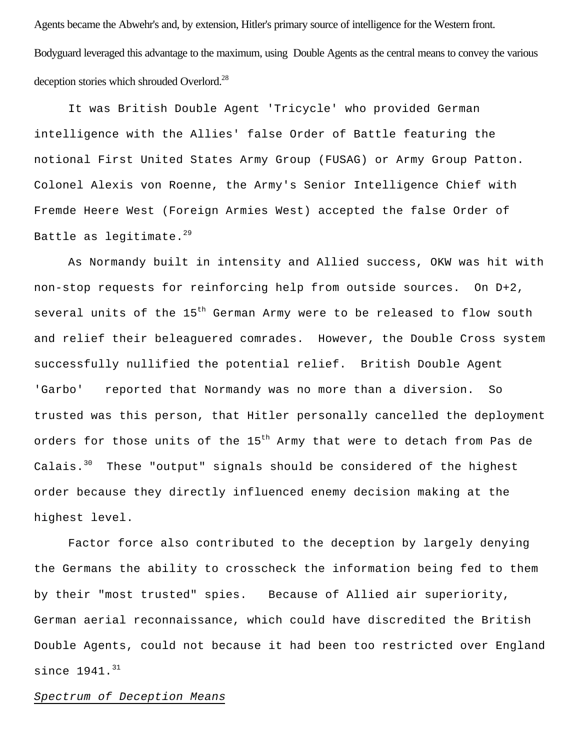Agents became the Abwehr's and, by extension, Hitler's primary source of intelligence for the Western front. Bodyguard leveraged this advantage to the maximum, using Double Agents as the central means to convey the various deception stories which shrouded Overlord.[28]

It was British Double Agent 'Tricycle' who provided German intelligence with the Allies' false Order of Battle featuring the notional First United States Army Group (FUSAG) or Army Group Patton. Colonel Alexis von Roenne, the Army's Senior Intelligence Chief with Fremde Heere West (Foreign Armies West) accepted the false Order of Battle as legitimate.[29]

As Normandy built in intensity and Allied success, OKW was hit with non-stop requests for reinforcing help from outside sources. On D+2, several units of the 15th German Army were to be released to flow south and relief their beleaguered comrades. However, the Double Cross system successfully nullified the potential relief. British Double Agent 'Garbo' reported that Normandy was no more than a diversion. So trusted was this person, that Hitler personally cancelled the deployment orders for those units of the 15th Army that were to detach from Pas de Calais.[30] These "output" signals should be considered of the highest order because they directly influenced enemy decision making at the highest level.

Factor force also contributed to the deception by largely denying the Germans the ability to crosscheck the information being fed to them by their "most trusted" spies. Because of Allied air superiority, German aerial reconnaissance, which could have discredited the British Double Agents, could not because it had been too restricted over England since 1941.[31]

*Spectrum of Deception Means*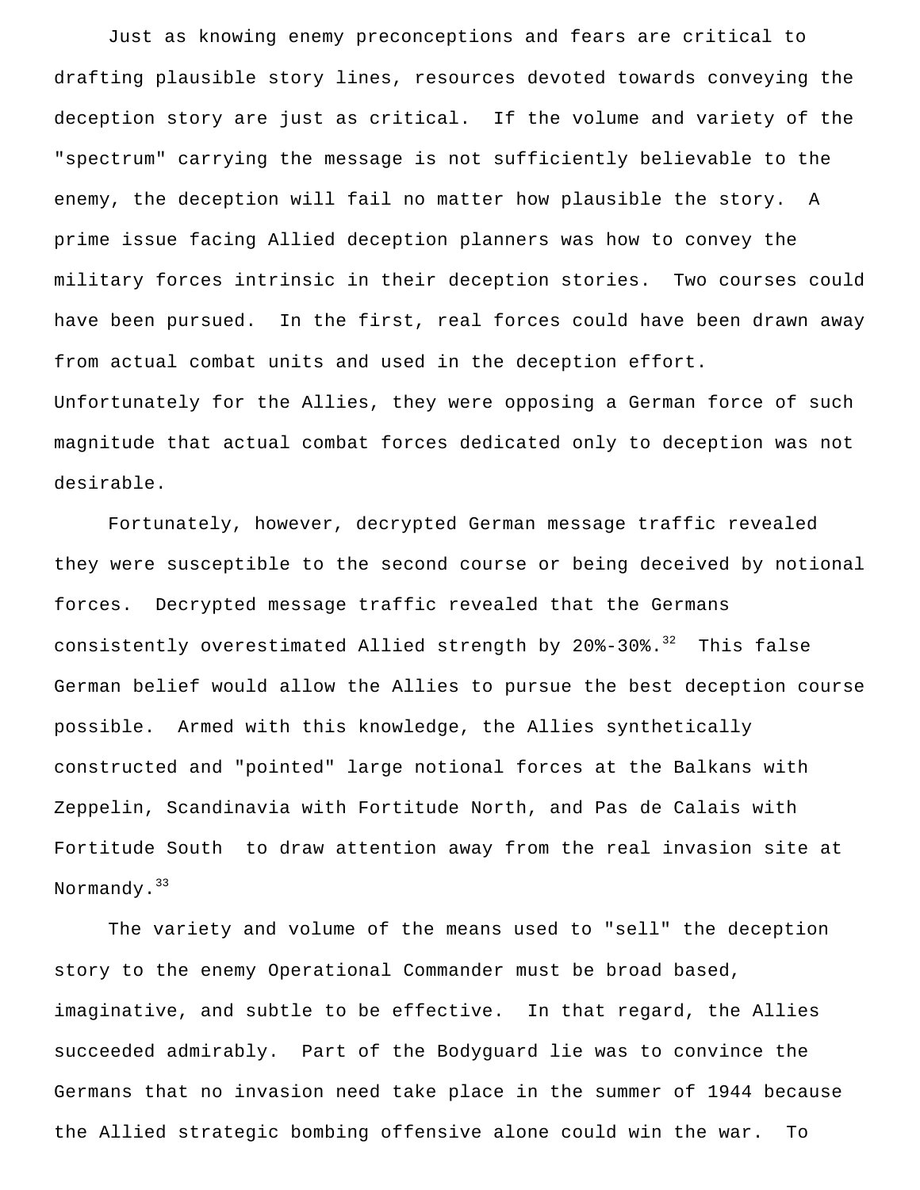Just as knowing enemy preconceptions and fears are critical to drafting plausible story lines, resources devoted towards conveying the deception story are just as critical. If the volume and variety of the "spectrum" carrying the message is not sufficiently believable to the enemy, the deception will fail no matter how plausible the story. A prime issue facing Allied deception planners was how to convey the military forces intrinsic in their deception stories. Two courses could have been pursued. In the first, real forces could have been drawn away from actual combat units and used in the deception effort. Unfortunately for the Allies, they were opposing a German force of such magnitude that actual combat forces dedicated only to deception was not desirable.

Fortunately, however, decrypted German message traffic revealed they were susceptible to the second course or being deceived by notional forces. Decrypted message traffic revealed that the Germans consistently overestimated Allied strength by 20%-30%.[32] This false German belief would allow the Allies to pursue the best deception course possible. Armed with this knowledge, the Allies synthetically constructed and "pointed" large notional forces at the Balkans with Zeppelin, Scandinavia with Fortitude North, and Pas de Calais with Fortitude South to draw attention away from the real invasion site at Normandy.[33]

The variety and volume of the means used to "sell" the deception story to the enemy Operational Commander must be broad based, imaginative, and subtle to be effective. In that regard, the Allies succeeded admirably. Part of the Bodyguard lie was to convince the Germans that no invasion need take place in the summer of 1944 because the Allied strategic bombing offensive alone could win the war. To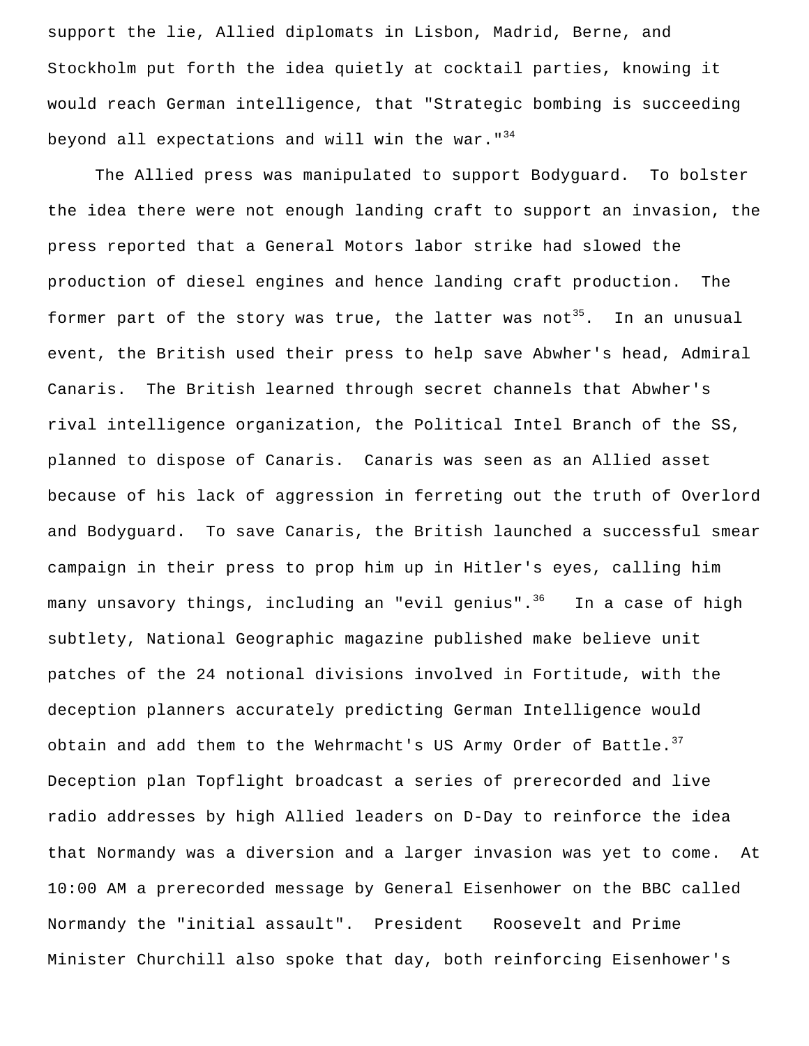support the lie, Allied diplomats in Lisbon, Madrid, Berne, and Stockholm put forth the idea quietly at cocktail parties, knowing it would reach German intelligence, that "Strategic bombing is succeeding beyond all expectations and will win the war."[34]

The Allied press was manipulated to support Bodyguard. To bolster the idea there were not enough landing craft to support an invasion, the press reported that a General Motors labor strike had slowed the production of diesel engines and hence landing craft production. The former part of the story was true, the latter was not[35]. In an unusual event, the British used their press to help save Abwher's head, Admiral Canaris. The British learned through secret channels that Abwher's rival intelligence organization, the Political Intel Branch of the SS, planned to dispose of Canaris. Canaris was seen as an Allied asset because of his lack of aggression in ferreting out the truth of Overlord and Bodyguard. To save Canaris, the British launched a successful smear campaign in their press to prop him up in Hitler's eyes, calling him many unsavory things, including an "evil genius".[36] In a case of high subtlety, National Geographic magazine published make believe unit patches of the 24 notional divisions involved in Fortitude, with the deception planners accurately predicting German Intelligence would obtain and add them to the Wehrmacht's US Army Order of Battle.[37] Deception plan Topflight broadcast a series of prerecorded and live radio addresses by high Allied leaders on D-Day to reinforce the idea that Normandy was a diversion and a larger invasion was yet to come. At 10:00 AM a prerecorded message by General Eisenhower on the BBC called Normandy the "initial assault". President Roosevelt and Prime Minister Churchill also spoke that day, both reinforcing Eisenhower's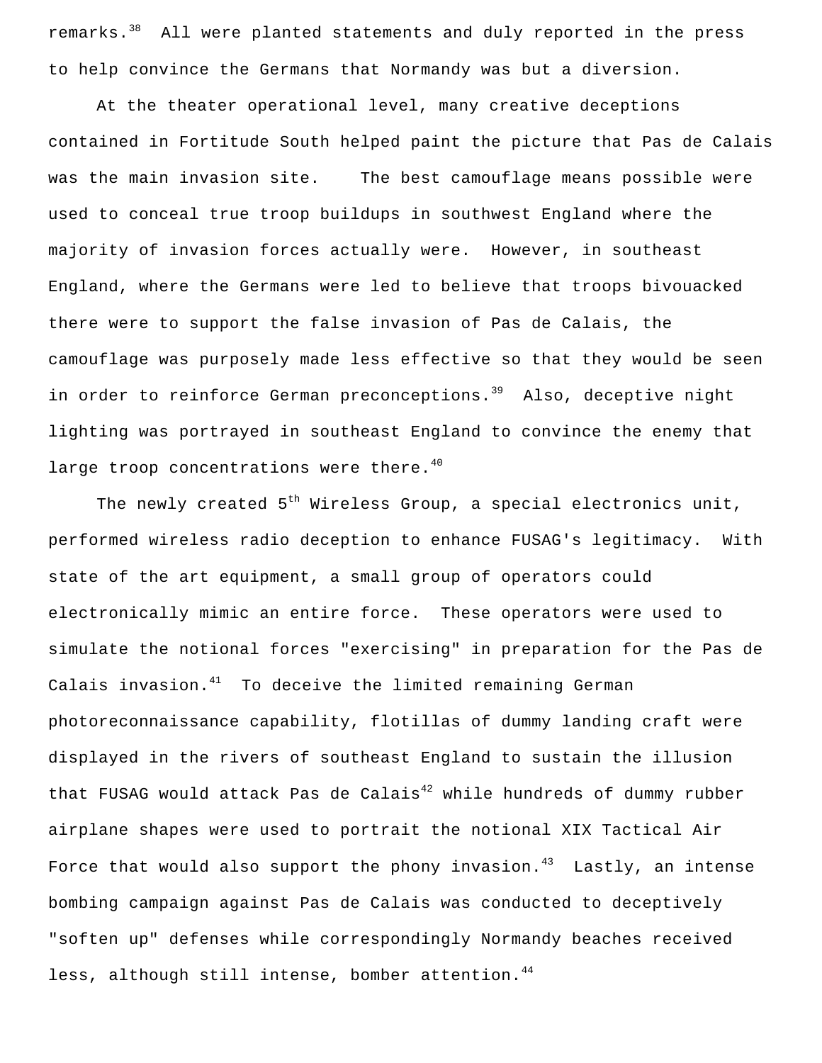remarks.[38] All were planted statements and duly reported in the press to help convince the Germans that Normandy was but a diversion.

At the theater operational level, many creative deceptions contained in Fortitude South helped paint the picture that Pas de Calais was the main invasion site. The best camouflage means possible were used to conceal true troop buildups in southwest England where the majority of invasion forces actually were. However, in southeast England, where the Germans were led to believe that troops bivouacked there were to support the false invasion of Pas de Calais, the camouflage was purposely made less effective so that they would be seen in order to reinforce German preconceptions.[39] Also, deceptive night lighting was portrayed in southeast England to convince the enemy that large troop concentrations were there.[40]

The newly created 5th Wireless Group, a special electronics unit, performed wireless radio deception to enhance FUSAG's legitimacy. With state of the art equipment, a small group of operators could electronically mimic an entire force. These operators were used to simulate the notional forces "exercising" in preparation for the Pas de Calais invasion.[41] To deceive the limited remaining German photoreconnaissance capability, flotillas of dummy landing craft were displayed in the rivers of southeast England to sustain the illusion that FUSAG would attack Pas de Calais[42] while hundreds of dummy rubber airplane shapes were used to portrait the notional XIX Tactical Air Force that would also support the phony invasion.[43] Lastly, an intense bombing campaign against Pas de Calais was conducted to deceptively "soften up" defenses while correspondingly Normandy beaches received less, although still intense, bomber attention.[44]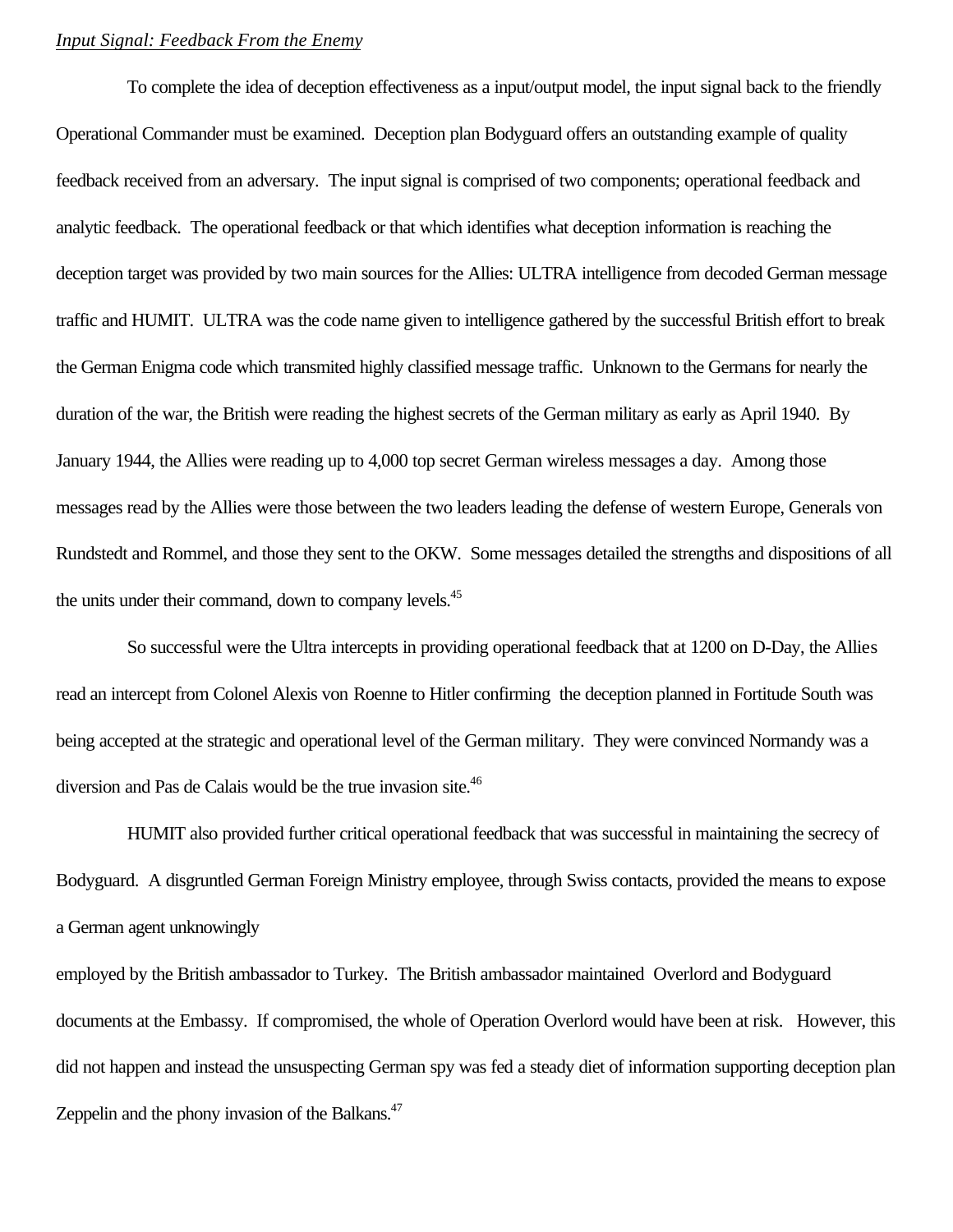*Input Signal: Feedback From the Enemy*

To complete the idea of deception effectiveness as a input/output model, the input signal back to the friendly Operational Commander must be examined. Deception plan Bodyguard offers an outstanding example of quality feedback received from an adversary. The input signal is comprised of two components; operational feedback and analytic feedback. The operational feedback or that which identifies what deception information is reaching the deception target was provided by two main sources for the Allies: ULTRA intelligence from decoded German message traffic and HUMIT. ULTRA was the code name given to intelligence gathered by the successful British effort to break the German Enigma code which transmited highly classified message traffic. Unknown to the Germans for nearly the duration of the war, the British were reading the highest secrets of the German military as early as April 1940. By January 1944, the Allies were reading up to 4,000 top secret German wireless messages a day. Among those messages read by the Allies were those between the two leaders leading the defense of western Europe, Generals von Rundstedt and Rommel, and those they sent to the OKW. Some messages detailed the strengths and dispositions of all the units under their command, down to company levels.[45]

So successful were the Ultra intercepts in providing operational feedback that at 1200 on D-Day, the Allies read an intercept from Colonel Alexis von Roenne to Hitler confirming the deception planned in Fortitude South was being accepted at the strategic and operational level of the German military. They were convinced Normandy was a diversion and Pas de Calais would be the true invasion site.[46]

HUMIT also provided further critical operational feedback that was successful in maintaining the secrecy of Bodyguard. A disgruntled German Foreign Ministry employee, through Swiss contacts, provided the means to expose a German agent unknowingly employed by the British ambassador to Turkey. The British ambassador maintained Overlord and Bodyguard documents at the Embassy. If compromised, the whole of Operation Overlord would have been at risk. However, this did not happen and instead the unsuspecting German spy was fed a steady diet of information supporting deception plan Zeppelin and the phony invasion of the Balkans.[47]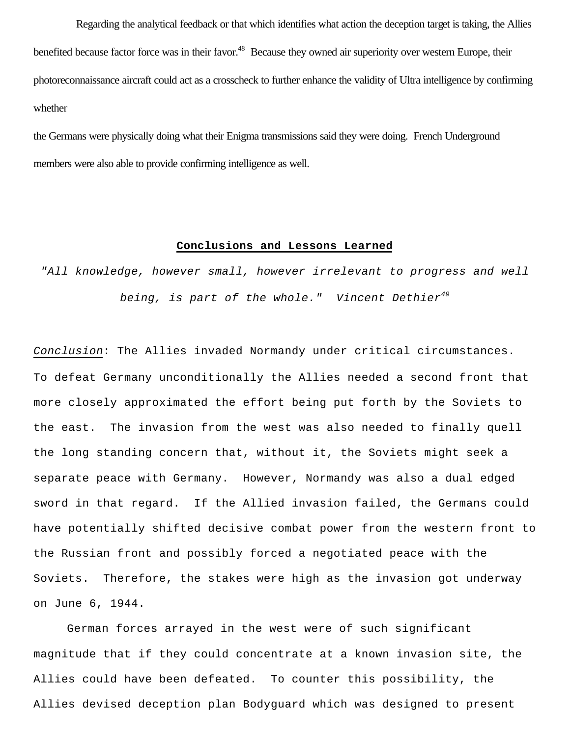Regarding the analytical feedback or that which identifies what action the deception target is taking, the Allies benefited because factor force was in their favor.[48] Because they owned air superiority over western Europe, their photoreconnaissance aircraft could act as a crosscheck to further enhance the validity of Ultra intelligence by confirming whether the Germans were physically doing what their Enigma transmissions said they were doing. French Underground members were also able to provide confirming intelligence as well.

## Conclusions and Lessons Learned

*"All knowledge, however small, however irrelevant to progress and well being, is part of the whole." Vincent Dethier*[49]

*Conclusion*: The Allies invaded Normandy under critical circumstances. To defeat Germany unconditionally the Allies needed a second front that more closely approximated the effort being put forth by the Soviets to the east. The invasion from the west was also needed to finally quell the long standing concern that, without it, the Soviets might seek a separate peace with Germany. However, Normandy was also a dual edged sword in that regard. If the Allied invasion failed, the Germans could have potentially shifted decisive combat power from the western front to the Russian front and possibly forced a negotiated peace with the Soviets. Therefore, the stakes were high as the invasion got underway on June 6, 1944.

German forces arrayed in the west were of such significant magnitude that if they could concentrate at a known invasion site, the Allies could have been defeated. To counter this possibility, the Allies devised deception plan Bodyguard which was designed to present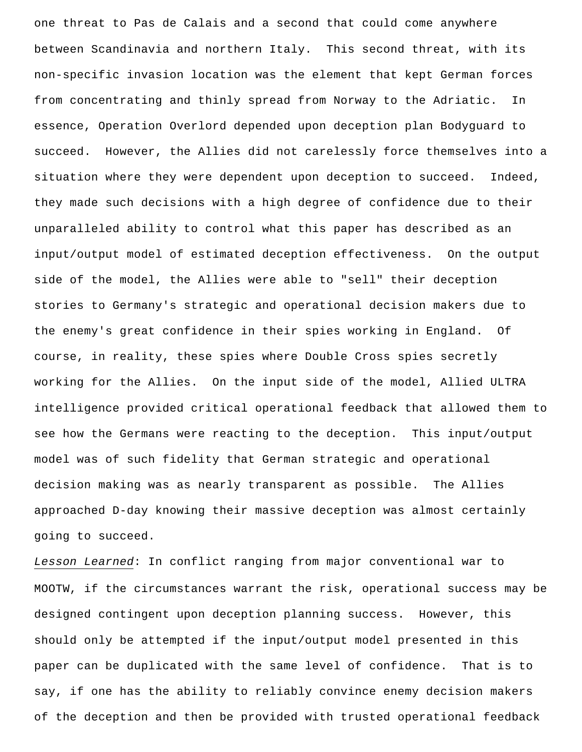one threat to Pas de Calais and a second that could come anywhere between Scandinavia and northern Italy. This second threat, with its non-specific invasion location was the element that kept German forces from concentrating and thinly spread from Norway to the Adriatic. In essence, Operation Overlord depended upon deception plan Bodyguard to succeed. However, the Allies did not carelessly force themselves into a situation where they were dependent upon deception to succeed. Indeed, they made such decisions with a high degree of confidence due to their unparalleled ability to control what this paper has described as an input/output model of estimated deception effectiveness. On the output side of the model, the Allies were able to "sell" their deception stories to Germany's strategic and operational decision makers due to the enemy's great confidence in their spies working in England. Of course, in reality, these spies where Double Cross spies secretly working for the Allies. On the input side of the model, Allied ULTRA intelligence provided critical operational feedback that allowed them to see how the Germans were reacting to the deception. This input/output model was of such fidelity that German strategic and operational decision making was as nearly transparent as possible. The Allies approached D-day knowing their massive deception was almost certainly going to succeed.

*Lesson Learned*: In conflict ranging from major conventional war to MOOTW, if the circumstances warrant the risk, operational success may be designed contingent upon deception planning success. However, this should only be attempted if the input/output model presented in this paper can be duplicated with the same level of confidence. That is to say, if one has the ability to reliably convince enemy decision makers of the deception and then be provided with trusted operational feedback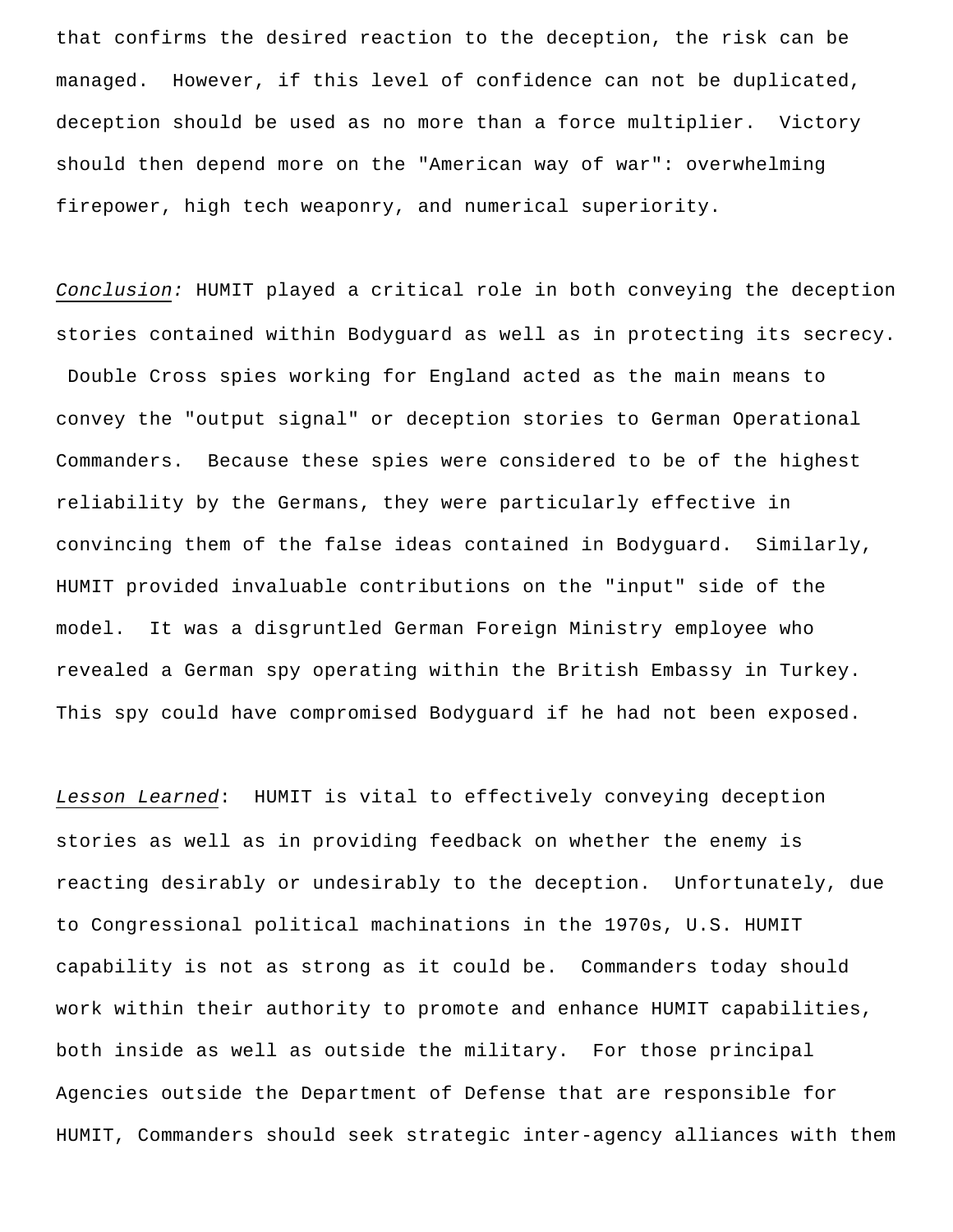that confirms the desired reaction to the deception, the risk can be managed. However, if this level of confidence can not be duplicated, deception should be used as no more than a force multiplier. Victory should then depend more on the "American way of war": overwhelming firepower, high tech weaponry, and numerical superiority.

*Conclusion:* HUMIT played a critical role in both conveying the deception stories contained within Bodyguard as well as in protecting its secrecy. Double Cross spies working for England acted as the main means to convey the "output signal" or deception stories to German Operational Commanders. Because these spies were considered to be of the highest reliability by the Germans, they were particularly effective in convincing them of the false ideas contained in Bodyguard. Similarly, HUMIT provided invaluable contributions on the "input" side of the model. It was a disgruntled German Foreign Ministry employee who revealed a German spy operating within the British Embassy in Turkey. This spy could have compromised Bodyguard if he had not been exposed.

*Lesson Learned*: HUMIT is vital to effectively conveying deception stories as well as in providing feedback on whether the enemy is reacting desirably or undesirably to the deception. Unfortunately, due to Congressional political machinations in the 1970s, U.S. HUMIT capability is not as strong as it could be. Commanders today should work within their authority to promote and enhance HUMIT capabilities, both inside as well as outside the military. For those principal Agencies outside the Department of Defense that are responsible for HUMIT, Commanders should seek strategic inter-agency alliances with them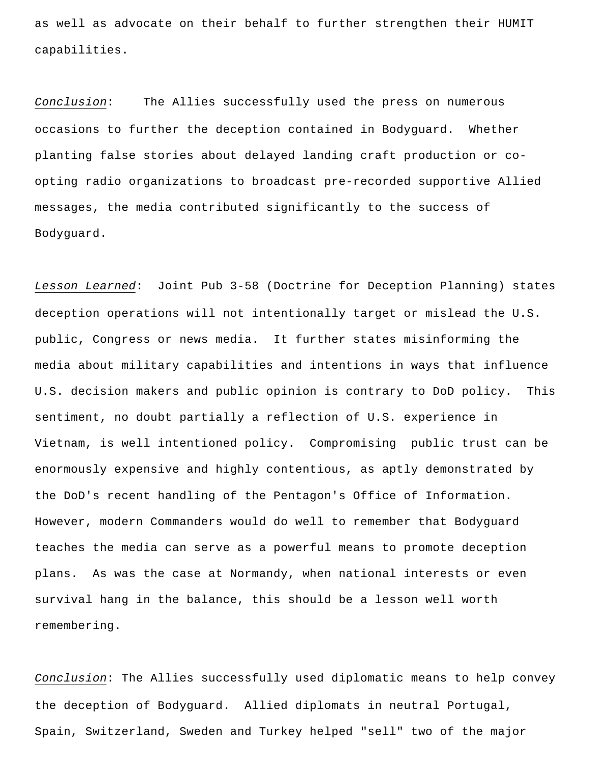as well as advocate on their behalf to further strengthen their HUMIT capabilities.

*Conclusion*: The Allies successfully used the press on numerous occasions to further the deception contained in Bodyguard. Whether planting false stories about delayed landing craft production or co-opting radio organizations to broadcast pre-recorded supportive Allied messages, the media contributed significantly to the success of Bodyguard.

*Lesson Learned*: Joint Pub 3-58 (Doctrine for Deception Planning) states deception operations will not intentionally target or mislead the U.S. public, Congress or news media. It further states misinforming the media about military capabilities and intentions in ways that influence U.S. decision makers and public opinion is contrary to DoD policy. This sentiment, no doubt partially a reflection of U.S. experience in Vietnam, is well intentioned policy. Compromising public trust can be enormously expensive and highly contentious, as aptly demonstrated by the DoD's recent handling of the Pentagon's Office of Information. However, modern Commanders would do well to remember that Bodyguard teaches the media can serve as a powerful means to promote deception plans. As was the case at Normandy, when national interests or even survival hang in the balance, this should be a lesson well worth remembering.

*Conclusion*: The Allies successfully used diplomatic means to help convey the deception of Bodyguard. Allied diplomats in neutral Portugal, Spain, Switzerland, Sweden and Turkey helped "sell" two of the major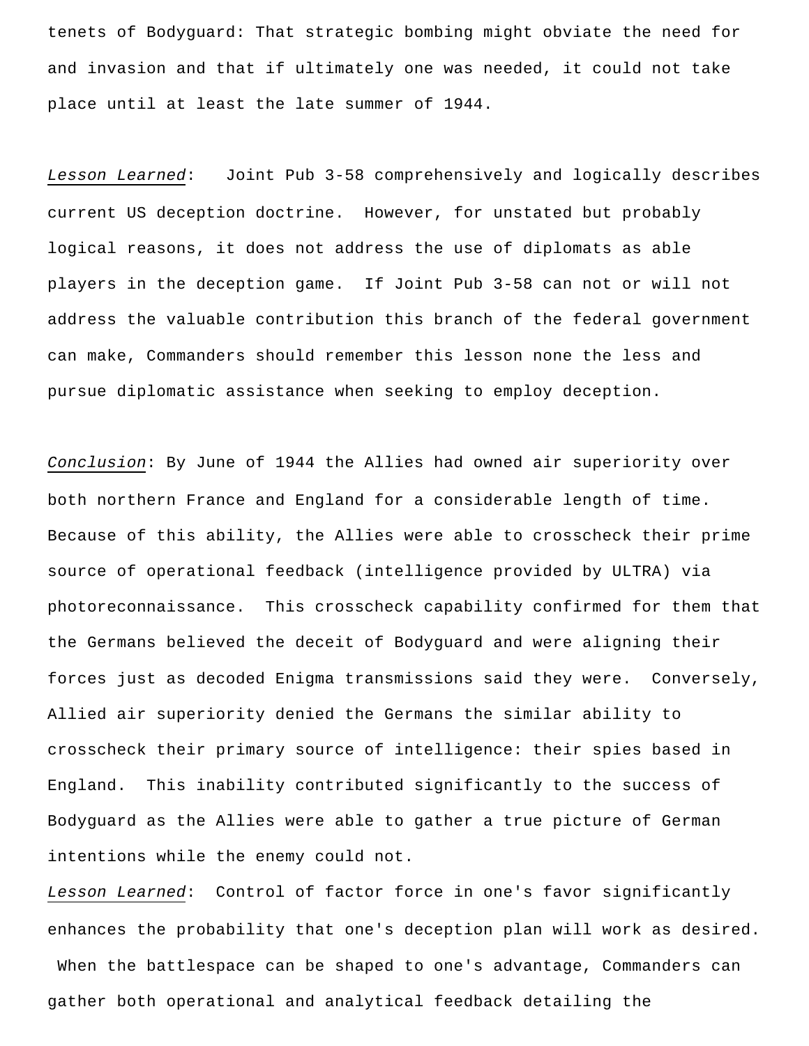tenets of Bodyguard: That strategic bombing might obviate the need for and invasion and that if ultimately one was needed, it could not take place until at least the late summer of 1944.

*Lesson Learned*: Joint Pub 3-58 comprehensively and logically describes current US deception doctrine. However, for unstated but probably logical reasons, it does not address the use of diplomats as able players in the deception game. If Joint Pub 3-58 can not or will not address the valuable contribution this branch of the federal government can make, Commanders should remember this lesson none the less and pursue diplomatic assistance when seeking to employ deception.

*Conclusion*: By June of 1944 the Allies had owned air superiority over both northern France and England for a considerable length of time. Because of this ability, the Allies were able to crosscheck their prime source of operational feedback (intelligence provided by ULTRA) via photoreconnaissance. This crosscheck capability confirmed for them that the Germans believed the deceit of Bodyguard and were aligning their forces just as decoded Enigma transmissions said they were. Conversely, Allied air superiority denied the Germans the similar ability to crosscheck their primary source of intelligence: their spies based in England. This inability contributed significantly to the success of Bodyguard as the Allies were able to gather a true picture of German intentions while the enemy could not.

*Lesson Learned*: Control of factor force in one's favor significantly enhances the probability that one's deception plan will work as desired. When the battlespace can be shaped to one's advantage, Commanders can gather both operational and analytical feedback detailing the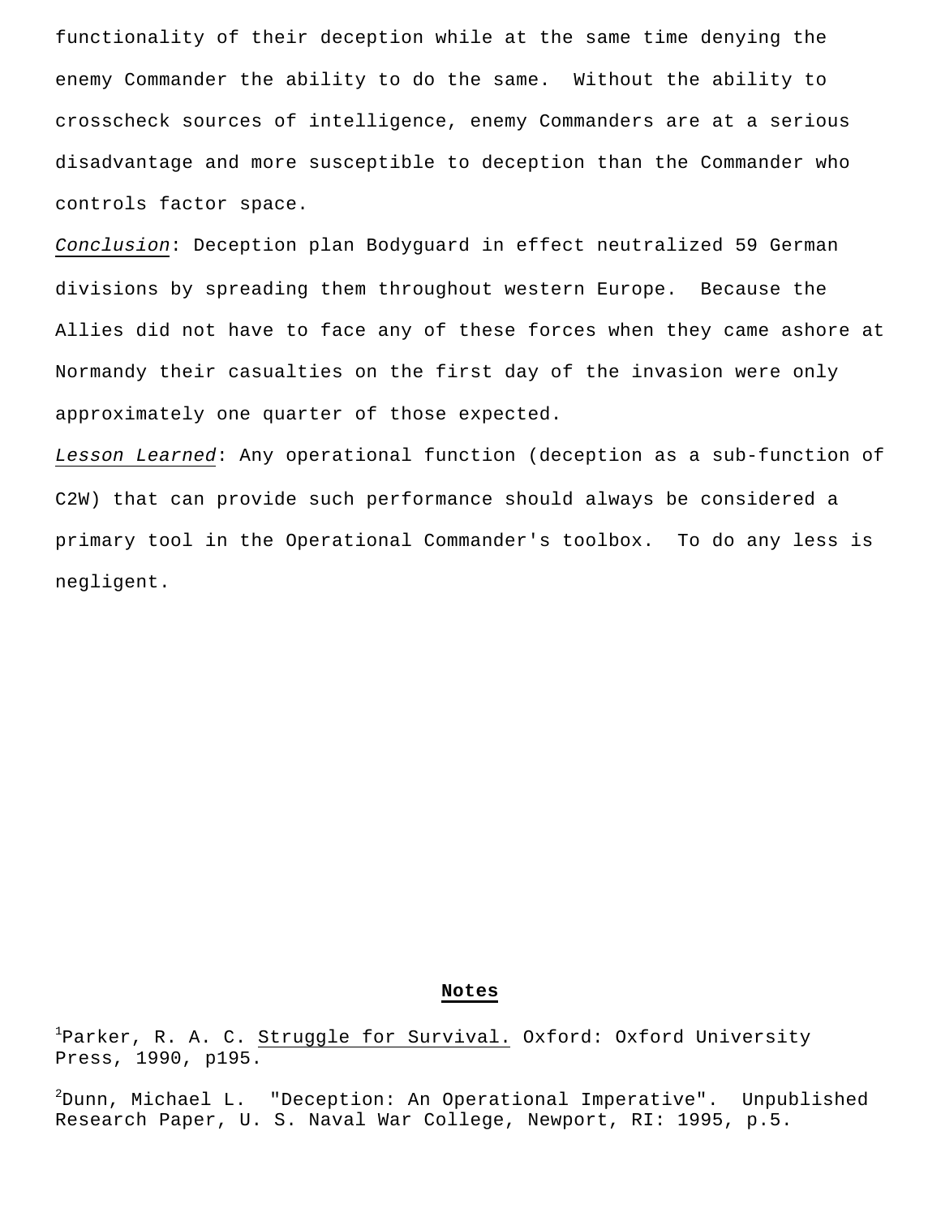functionality of their deception while at the same time denying the enemy Commander the ability to do the same. Without the ability to crosscheck sources of intelligence, enemy Commanders are at a serious disadvantage and more susceptible to deception than the Commander who controls factor space.

*Conclusion*: Deception plan Bodyguard in effect neutralized 59 German divisions by spreading them throughout western Europe. Because the Allies did not have to face any of these forces when they came ashore at Normandy their casualties on the first day of the invasion were only approximately one quarter of those expected.

*Lesson Learned*: Any operational function (deception as a sub-function of C2W) that can provide such performance should always be considered a primary tool in the Operational Commander's toolbox. To do any less is negligent.

## Notes

[1]Parker, R. A. C. Struggle for Survival. Oxford: Oxford University Press, 1990, p195.

[2]Dunn, Michael L. "Deception: An Operational Imperative". Unpublished Research Paper, U. S. Naval War College, Newport, RI: 1995, p.5.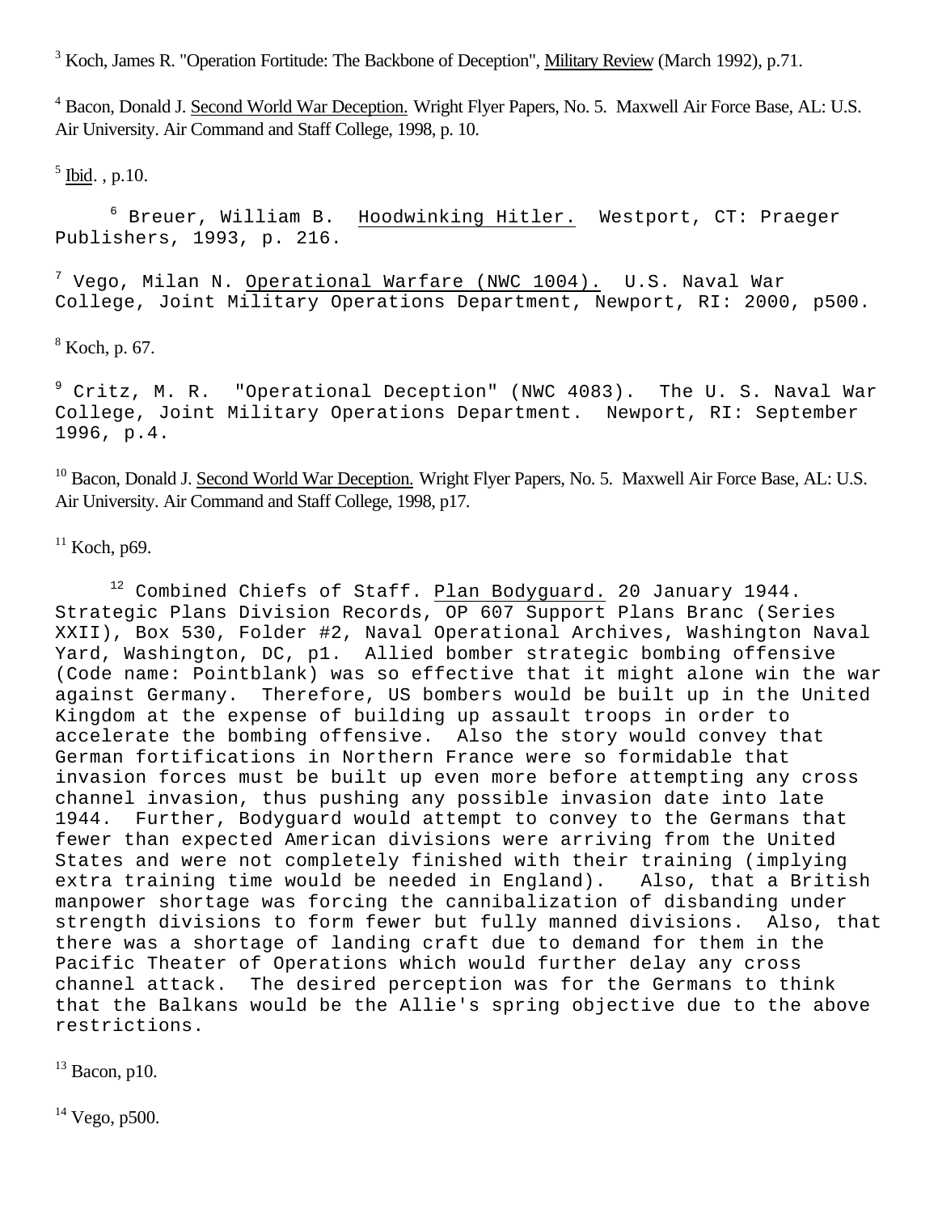[3] Koch, James R. "Operation Fortitude: The Backbone of Deception", Military Review (March 1992), p.71.

[4] Bacon, Donald J. Second World War Deception. Wright Flyer Papers, No. 5. Maxwell Air Force Base, AL: U.S. Air University. Air Command and Staff College, 1998, p. 10.

[5] Ibid. , p.10.

[6] Breuer, William B. Hoodwinking Hitler. Westport, CT: Praeger Publishers, 1993, p. 216.

[7] Vego, Milan N. Operational Warfare (NWC 1004). U.S. Naval War College, Joint Military Operations Department, Newport, RI: 2000, p500.

[8] Koch, p. 67.

[9] Critz, M. R. "Operational Deception" (NWC 4083). The U. S. Naval War College, Joint Military Operations Department. Newport, RI: September 1996, p.4.

[10] Bacon, Donald J. Second World War Deception. Wright Flyer Papers, No. 5. Maxwell Air Force Base, AL: U.S. Air University. Air Command and Staff College, 1998, p17.

[11] Koch, p69.

[12] Combined Chiefs of Staff. Plan Bodyguard. 20 January 1944. Strategic Plans Division Records, OP 607 Support Plans Branc (Series XXII), Box 530, Folder #2, Naval Operational Archives, Washington Naval Yard, Washington, DC, p1. Allied bomber strategic bombing offensive (Code name: Pointblank) was so effective that it might alone win the war against Germany. Therefore, US bombers would be built up in the United Kingdom at the expense of building up assault troops in order to accelerate the bombing offensive. Also the story would convey that German fortifications in Northern France were so formidable that invasion forces must be built up even more before attempting any cross channel invasion, thus pushing any possible invasion date into late 1944. Further, Bodyguard would attempt to convey to the Germans that fewer than expected American divisions were arriving from the United States and were not completely finished with their training (implying extra training time would be needed in England). Also, that a British manpower shortage was forcing the cannibalization of disbanding under strength divisions to form fewer but fully manned divisions. Also, that there was a shortage of landing craft due to demand for them in the Pacific Theater of Operations which would further delay any cross channel attack. The desired perception was for the Germans to think that the Balkans would be the Allie's spring objective due to the above restrictions.

[13] Bacon, p10.

[14] Vego, p500.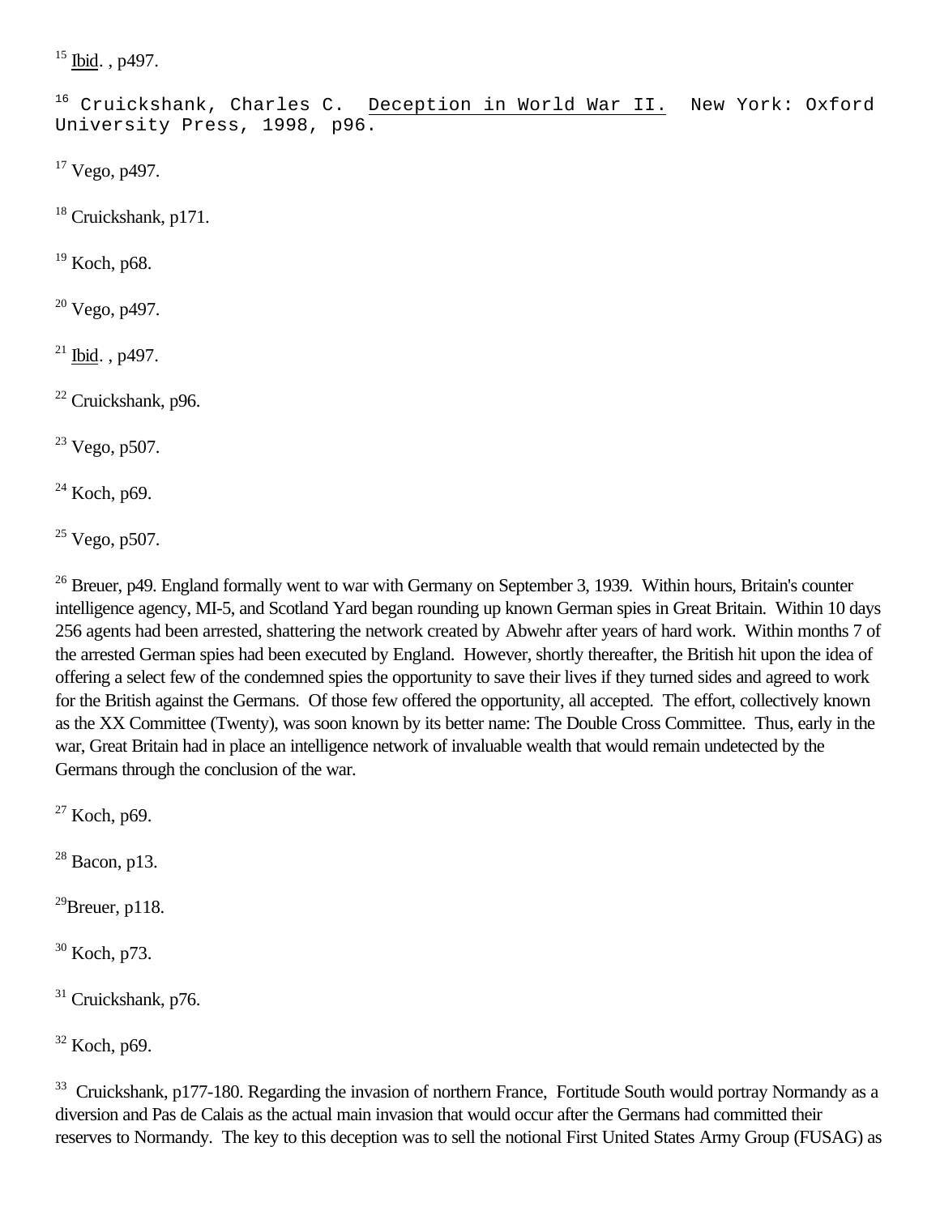[15] Ibid. , p497.

[16] Cruickshank, Charles C. Deception in World War II. New York: Oxford University Press, 1998, p96.

[17] Vego, p497.

[18] Cruickshank, p171.

[19] Koch, p68.

[20] Vego, p497.

[21] Ibid. , p497.

[22] Cruickshank, p96.

[23] Vego, p507.

[24] Koch, p69.

[25] Vego, p507.

[26] Breuer, p49. England formally went to war with Germany on September 3, 1939. Within hours, Britain's counter intelligence agency, MI-5, and Scotland Yard began rounding up known German spies in Great Britain. Within 10 days 256 agents had been arrested, shattering the network created by Abwehr after years of hard work. Within months 7 of the arrested German spies had been executed by England. However, shortly thereafter, the British hit upon the idea of offering a select few of the condemned spies the opportunity to save their lives if they turned sides and agreed to work for the British against the Germans. Of those few offered the opportunity, all accepted. The effort, collectively known as the XX Committee (Twenty), was soon known by its better name: The Double Cross Committee. Thus, early in the war, Great Britain had in place an intelligence network of invaluable wealth that would remain undetected by the Germans through the conclusion of the war.

[27] Koch, p69.

[28] Bacon, p13.

[29] Breuer, p118.

[30] Koch, p73.

[31] Cruickshank, p76.

[32] Koch, p69.

[33] Cruickshank, p177-180. Regarding the invasion of northern France, Fortitude South would portray Normandy as a diversion and Pas de Calais as the actual main invasion that would occur after the Germans had committed their reserves to Normandy. The key to this deception was to sell the notional First United States Army Group (FUSAG) as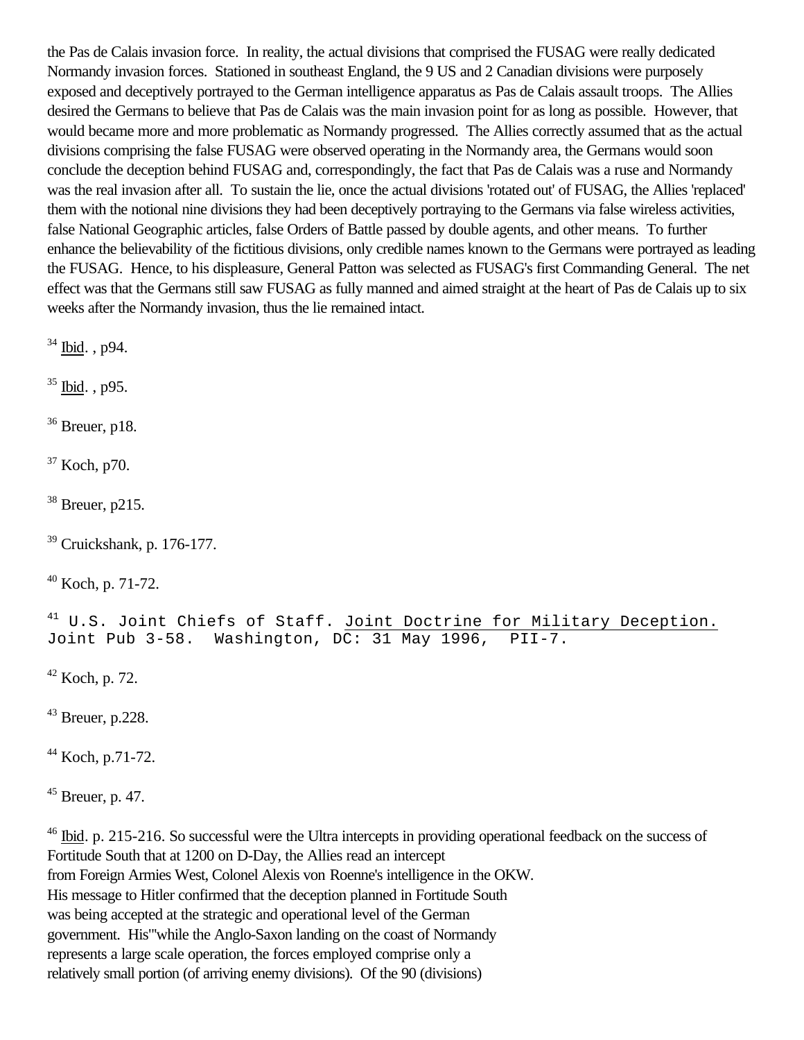the Pas de Calais invasion force. In reality, the actual divisions that comprised the FUSAG were really dedicated Normandy invasion forces. Stationed in southeast England, the 9 US and 2 Canadian divisions were purposely exposed and deceptively portrayed to the German intelligence apparatus as Pas de Calais assault troops. The Allies desired the Germans to believe that Pas de Calais was the main invasion point for as long as possible. However, that would became more and more problematic as Normandy progressed. The Allies correctly assumed that as the actual divisions comprising the false FUSAG were observed operating in the Normandy area, the Germans would soon conclude the deception behind FUSAG and, correspondingly, the fact that Pas de Calais was a ruse and Normandy was the real invasion after all. To sustain the lie, once the actual divisions 'rotated out' of FUSAG, the Allies 'replaced' them with the notional nine divisions they had been deceptively portraying to the Germans via false wireless activities, false National Geographic articles, false Orders of Battle passed by double agents, and other means. To further enhance the believability of the fictitious divisions, only credible names known to the Germans were portrayed as leading the FUSAG. Hence, to his displeasure, General Patton was selected as FUSAG's first Commanding General. The net effect was that the Germans still saw FUSAG as fully manned and aimed straight at the heart of Pas de Calais up to six weeks after the Normandy invasion, thus the lie remained intact.

[34] Ibid. , p94.

[35] Ibid. , p95.

[36] Breuer, p18.

[37] Koch, p70.

[38] Breuer, p215.

[39] Cruickshank, p. 176-177.

[40] Koch, p. 71-72.

[41] U.S. Joint Chiefs of Staff. Joint Doctrine for Military Deception. Joint Pub 3-58. Washington, DC: 31 May 1996, PII-7.

[42] Koch, p. 72.

[43] Breuer, p.228.

[44] Koch, p.71-72.

[45] Breuer, p. 47.

[46] Ibid. p. 215-216. So successful were the Ultra intercepts in providing operational feedback on the success of Fortitude South that at 1200 on D-Day, the Allies read an intercept from Foreign Armies West, Colonel Alexis von Roenne's intelligence in the OKW. His message to Hitler confirmed that the deception planned in Fortitude South was being accepted at the strategic and operational level of the German government. His'"while the Anglo-Saxon landing on the coast of Normandy represents a large scale operation, the forces employed comprise only a relatively small portion (of arriving enemy divisions). Of the 90 (divisions)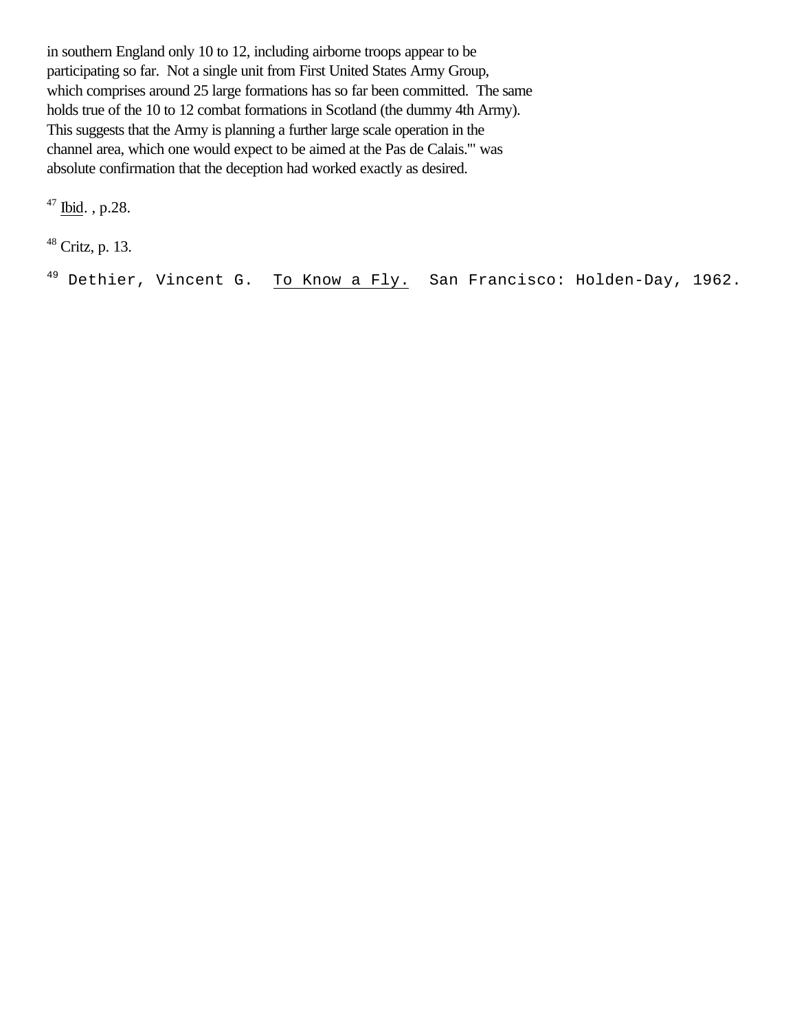in southern England only 10 to 12, including airborne troops appear to be participating so far. Not a single unit from First United States Army Group, which comprises around 25 large formations has so far been committed. The same holds true of the 10 to 12 combat formations in Scotland (the dummy 4th Army). This suggests that the Army is planning a further large scale operation in the channel area, which one would expect to be aimed at the Pas de Calais.'" was absolute confirmation that the deception had worked exactly as desired.

[47] Ibid. , p.28.

[48] Critz, p. 13.

[49] Dethier, Vincent G. To Know a Fly. San Francisco: Holden-Day, 1962.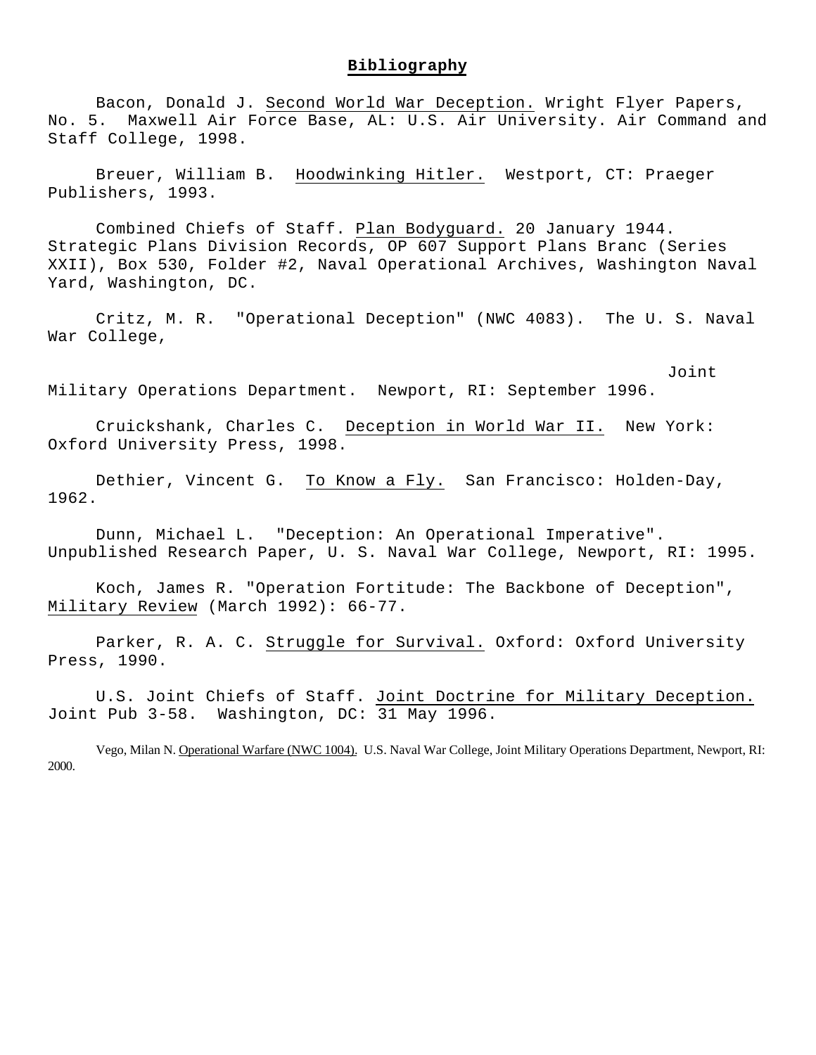## **Bibliography**

Bacon, Donald J. Second World War Deception. Wright Flyer Papers, No. 5. Maxwell Air Force Base, AL: U.S. Air University. Air Command and Staff College, 1998.

Breuer, William B. Hoodwinking Hitler. Westport, CT: Praeger Publishers, 1993.

Combined Chiefs of Staff. Plan Bodyguard. 20 January 1944. Strategic Plans Division Records, OP 607 Support Plans Branc (Series XXII), Box 530, Folder #2, Naval Operational Archives, Washington Naval Yard, Washington, DC.

Critz, M. R. "Operational Deception" (NWC 4083). The U. S. Naval War College, Joint Military Operations Department. Newport, RI: September 1996.

Cruickshank, Charles C. Deception in World War II. New York: Oxford University Press, 1998.

Dethier, Vincent G. To Know a Fly. San Francisco: Holden-Day, 1962.

Dunn, Michael L. "Deception: An Operational Imperative". Unpublished Research Paper, U. S. Naval War College, Newport, RI: 1995.

Koch, James R. "Operation Fortitude: The Backbone of Deception", Military Review (March 1992): 66-77.

Parker, R. A. C. Struggle for Survival. Oxford: Oxford University Press, 1990.

U.S. Joint Chiefs of Staff. Joint Doctrine for Military Deception. Joint Pub 3-58. Washington, DC: 31 May 1996.

Vego, Milan N. Operational Warfare (NWC 1004). U.S. Naval War College, Joint Military Operations Department, Newport, RI: 2000.